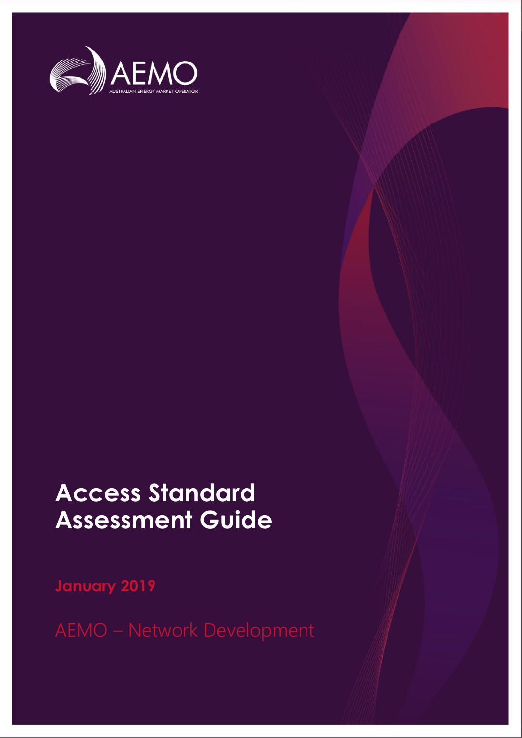AEMO

AUSTRALIAN ENERGY MARKET OPERATOR

# Access Standard Assessment Guide

**January 2019**

AEMO – Network Development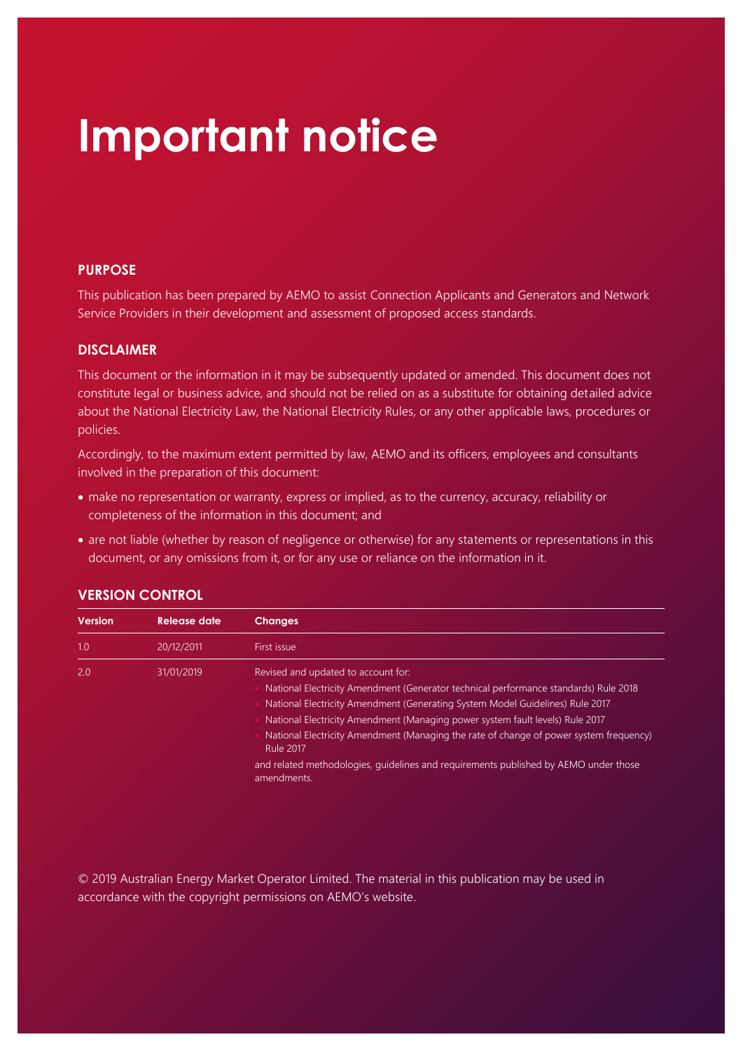# Important notice

## PURPOSE

This publication has been prepared by AEMO to assist Connection Applicants and Generators and Network Service Providers in their development and assessment of proposed access standards.

## DISCLAIMER

This document or the information in it may be subsequently updated or amended. This document does not constitute legal or business advice, and should not be relied on as a substitute for obtaining detailed advice about the National Electricity Law, the National Electricity Rules, or any other applicable laws, procedures or policies.

Accordingly, to the maximum extent permitted by law, AEMO and its officers, employees and consultants involved in the preparation of this document:

- make no representation or warranty, express or implied, as to the currency, accuracy, reliability or completeness of the information in this document; and
- are not liable (whether by reason of negligence or otherwise) for any statements or representations in this document, or any omissions from it, or for any use or reliance on the information in it.

## VERSION CONTROL

| Version | Release date | Changes |
|---|---|---|
| 1.0 | 20/12/2011 | First issue |
| 2.0 | 31/01/2019 | Revised and updated to account for:<br>• National Electricity Amendment (Generator technical performance standards) Rule 2018<br>• National Electricity Amendment (Generating System Model Guidelines) Rule 2017<br>• National Electricity Amendment (Managing power system fault levels) Rule 2017<br>• National Electricity Amendment (Managing the rate of change of power system frequency) Rule 2017<br>and related methodologies, guidelines and requirements published by AEMO under those amendments. |

© 2019 Australian Energy Market Operator Limited. The material in this publication may be used in accordance with the copyright permissions on AEMO's website.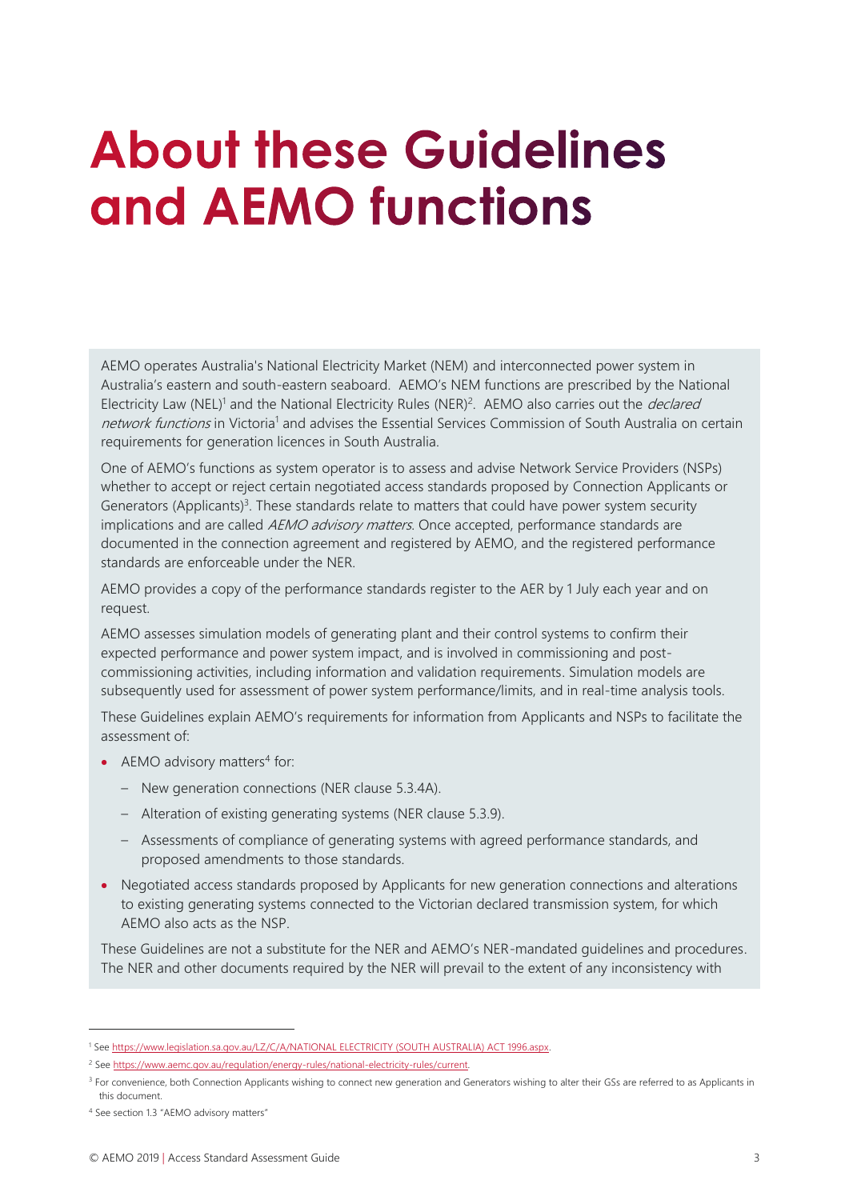# About these Guidelines and AEMO functions

AEMO operates Australia's National Electricity Market (NEM) and interconnected power system in Australia's eastern and south-eastern seaboard. AEMO's NEM functions are prescribed by the National Electricity Law (NEL)[1] and the National Electricity Rules (NER)[2]. AEMO also carries out the *declared network functions* in Victoria[1] and advises the Essential Services Commission of South Australia on certain requirements for generation licences in South Australia.

One of AEMO's functions as system operator is to assess and advise Network Service Providers (NSPs) whether to accept or reject certain negotiated access standards proposed by Connection Applicants or Generators (Applicants)[3]. These standards relate to matters that could have power system security implications and are called *AEMO advisory matters*. Once accepted, performance standards are documented in the connection agreement and registered by AEMO, and the registered performance standards are enforceable under the NER.

AEMO provides a copy of the performance standards register to the AER by 1 July each year and on request.

AEMO assesses simulation models of generating plant and their control systems to confirm their expected performance and power system impact, and is involved in commissioning and post-commissioning activities, including information and validation requirements. Simulation models are subsequently used for assessment of power system performance/limits, and in real-time analysis tools.

These Guidelines explain AEMO's requirements for information from Applicants and NSPs to facilitate the assessment of:

- AEMO advisory matters[4] for:
  - New generation connections (NER clause 5.3.4A).
  - Alteration of existing generating systems (NER clause 5.3.9).
  - Assessments of compliance of generating systems with agreed performance standards, and proposed amendments to those standards.
- Negotiated access standards proposed by Applicants for new generation connections and alterations to existing generating systems connected to the Victorian declared transmission system, for which AEMO also acts as the NSP.

These Guidelines are not a substitute for the NER and AEMO's NER-mandated guidelines and procedures. The NER and other documents required by the NER will prevail to the extent of any inconsistency with

---

[1] See https://www.legislation.sa.gov.au/LZ/C/A/NATIONAL ELECTRICITY (SOUTH AUSTRALIA) ACT 1996.aspx.

[2] See https://www.aemc.gov.au/regulation/energy-rules/national-electricity-rules/current.

[3] For convenience, both Connection Applicants wishing to connect new generation and Generators wishing to alter their GSs are referred to as Applicants in this document.

[4] See section 1.3 "AEMO advisory matters"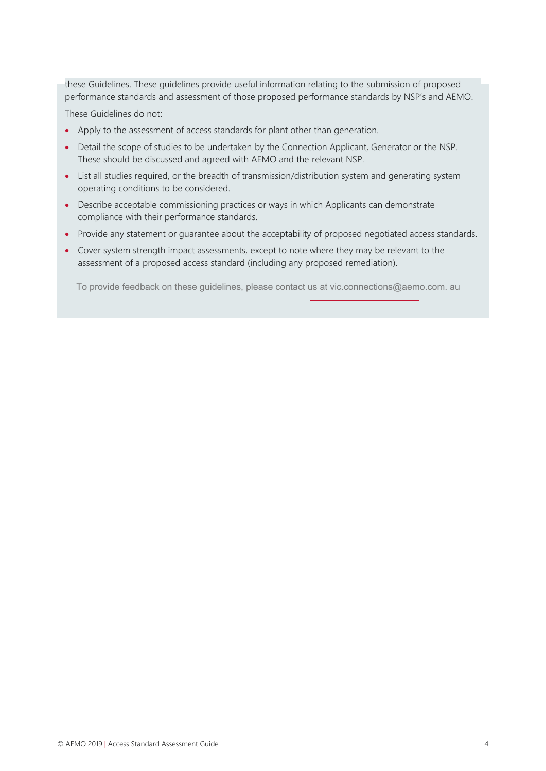these Guidelines. These guidelines provide useful information relating to the submission of proposed performance standards and assessment of those proposed performance standards by NSP's and AEMO.

These Guidelines do not:

- Apply to the assessment of access standards for plant other than generation.
- Detail the scope of studies to be undertaken by the Connection Applicant, Generator or the NSP. These should be discussed and agreed with AEMO and the relevant NSP.
- List all studies required, or the breadth of transmission/distribution system and generating system operating conditions to be considered.
- Describe acceptable commissioning practices or ways in which Applicants can demonstrate compliance with their performance standards.
- Provide any statement or guarantee about the acceptability of proposed negotiated access standards.
- Cover system strength impact assessments, except to note where they may be relevant to the assessment of a proposed access standard (including any proposed remediation).

To provide feedback on these guidelines, please contact us at vic.connections@aemo.com. au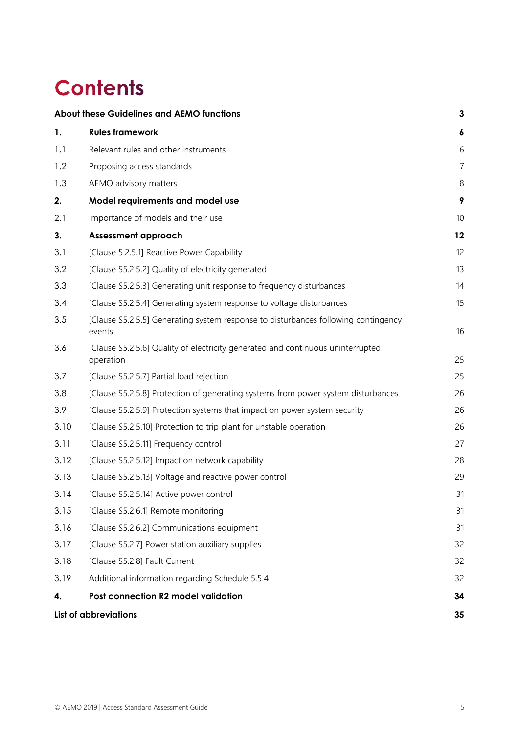# Contents

| | | |
|---|---|---|
| **About these Guidelines and AEMO functions** | | **3** |
| **1.** | **Rules framework** | **6** |
| 1.1 | Relevant rules and other instruments | 6 |
| 1.2 | Proposing access standards | 7 |
| 1.3 | AEMO advisory matters | 8 |
| **2.** | **Model requirements and model use** | **9** |
| 2.1 | Importance of models and their use | 10 |
| **3.** | **Assessment approach** | **12** |
| 3.1 | [Clause 5.2.5.1] Reactive Power Capability | 12 |
| 3.2 | [Clause S5.2.5.2] Quality of electricity generated | 13 |
| 3.3 | [Clause S5.2.5.3] Generating unit response to frequency disturbances | 14 |
| 3.4 | [Clause S5.2.5.4] Generating system response to voltage disturbances | 15 |
| 3.5 | [Clause S5.2.5.5] Generating system response to disturbances following contingency events | 16 |
| 3.6 | [Clause S5.2.5.6] Quality of electricity generated and continuous uninterrupted operation | 25 |
| 3.7 | [Clause S5.2.5.7] Partial load rejection | 25 |
| 3.8 | [Clause S5.2.5.8] Protection of generating systems from power system disturbances | 26 |
| 3.9 | [Clause S5.2.5.9] Protection systems that impact on power system security | 26 |
| 3.10 | [Clause S5.2.5.10] Protection to trip plant for unstable operation | 26 |
| 3.11 | [Clause S5.2.5.11] Frequency control | 27 |
| 3.12 | [Clause S5.2.5.12] Impact on network capability | 28 |
| 3.13 | [Clause S5.2.5.13] Voltage and reactive power control | 29 |
| 3.14 | [Clause S5.2.5.14] Active power control | 31 |
| 3.15 | [Clause S5.2.6.1] Remote monitoring | 31 |
| 3.16 | [Clause S5.2.6.2] Communications equipment | 31 |
| 3.17 | [Clause S5.2.7] Power station auxiliary supplies | 32 |
| 3.18 | [Clause S5.2.8] Fault Current | 32 |
| 3.19 | Additional information regarding Schedule 5.5.4 | 32 |
| **4.** | **Post connection R2 model validation** | **34** |
| **List of abbreviations** | | **35** |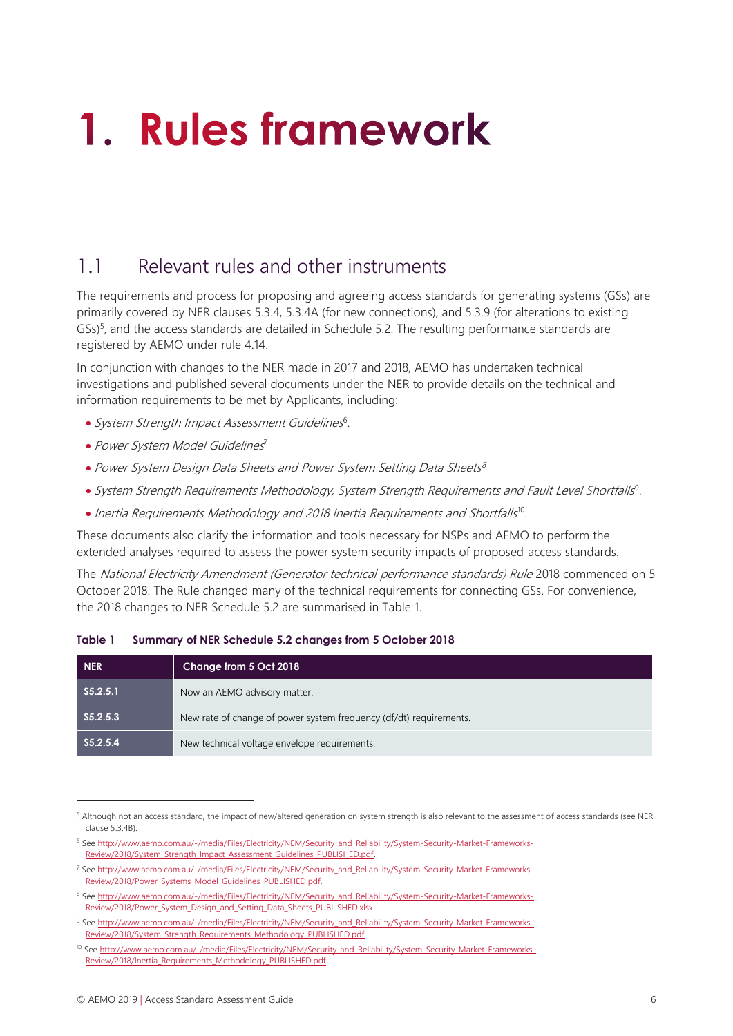# 1. Rules framework

## 1.1 Relevant rules and other instruments

The requirements and process for proposing and agreeing access standards for generating systems (GSs) are primarily covered by NER clauses 5.3.4, 5.3.4A (for new connections), and 5.3.9 (for alterations to existing GSs)[5], and the access standards are detailed in Schedule 5.2. The resulting performance standards are registered by AEMO under rule 4.14.

In conjunction with changes to the NER made in 2017 and 2018, AEMO has undertaken technical investigations and published several documents under the NER to provide details on the technical and information requirements to be met by Applicants, including:

- *System Strength Impact Assessment Guidelines*[6].
- *Power System Model Guidelines*[7]
- *Power System Design Data Sheets and Power System Setting Data Sheets*[8]
- *System Strength Requirements Methodology, System Strength Requirements and Fault Level Shortfalls*[9].
- *Inertia Requirements Methodology and 2018 Inertia Requirements and Shortfalls*[10].

These documents also clarify the information and tools necessary for NSPs and AEMO to perform the extended analyses required to assess the power system security impacts of proposed access standards.

The *National Electricity Amendment (Generator technical performance standards) Rule* 2018 commenced on 5 October 2018. The Rule changed many of the technical requirements for connecting GSs. For convenience, the 2018 changes to NER Schedule 5.2 are summarised in Table 1.

**Table 1 Summary of NER Schedule 5.2 changes from 5 October 2018**

| NER | Change from 5 Oct 2018 |
|---|---|
| S5.2.5.1 | Now an AEMO advisory matter. |
| S5.2.5.3 | New rate of change of power system frequency (df/dt) requirements. |
| S5.2.5.4 | New technical voltage envelope requirements. |

---

[5] Although not an access standard, the impact of new/altered generation on system strength is also relevant to the assessment of access standards (see NER clause 5.3.4B).

[6] See http://www.aemo.com.au/-/media/Files/Electricity/NEM/Security_and_Reliability/System-Security-Market-Frameworks-Review/2018/System_Strength_Impact_Assessment_Guidelines_PUBLISHED.pdf.

[7] See http://www.aemo.com.au/-/media/Files/Electricity/NEM/Security_and_Reliability/System-Security-Market-Frameworks-Review/2018/Power_Systems_Model_Guidelines_PUBLISHED.pdf.

[8] See http://www.aemo.com.au/-/media/Files/Electricity/NEM/Security_and_Reliability/System-Security-Market-Frameworks-Review/2018/Power_System_Design_and_Setting_Data_Sheets_PUBLISHED.xlsx

[9] See http://www.aemo.com.au/-/media/Files/Electricity/NEM/Security_and_Reliability/System-Security-Market-Frameworks-Review/2018/System_Strength_Requirements_Methodology_PUBLISHED.pdf.

[10] See http://www.aemo.com.au/-/media/Files/Electricity/NEM/Security_and_Reliability/System-Security-Market-Frameworks-Review/2018/Inertia_Requirements_Methodology_PUBLISHED.pdf.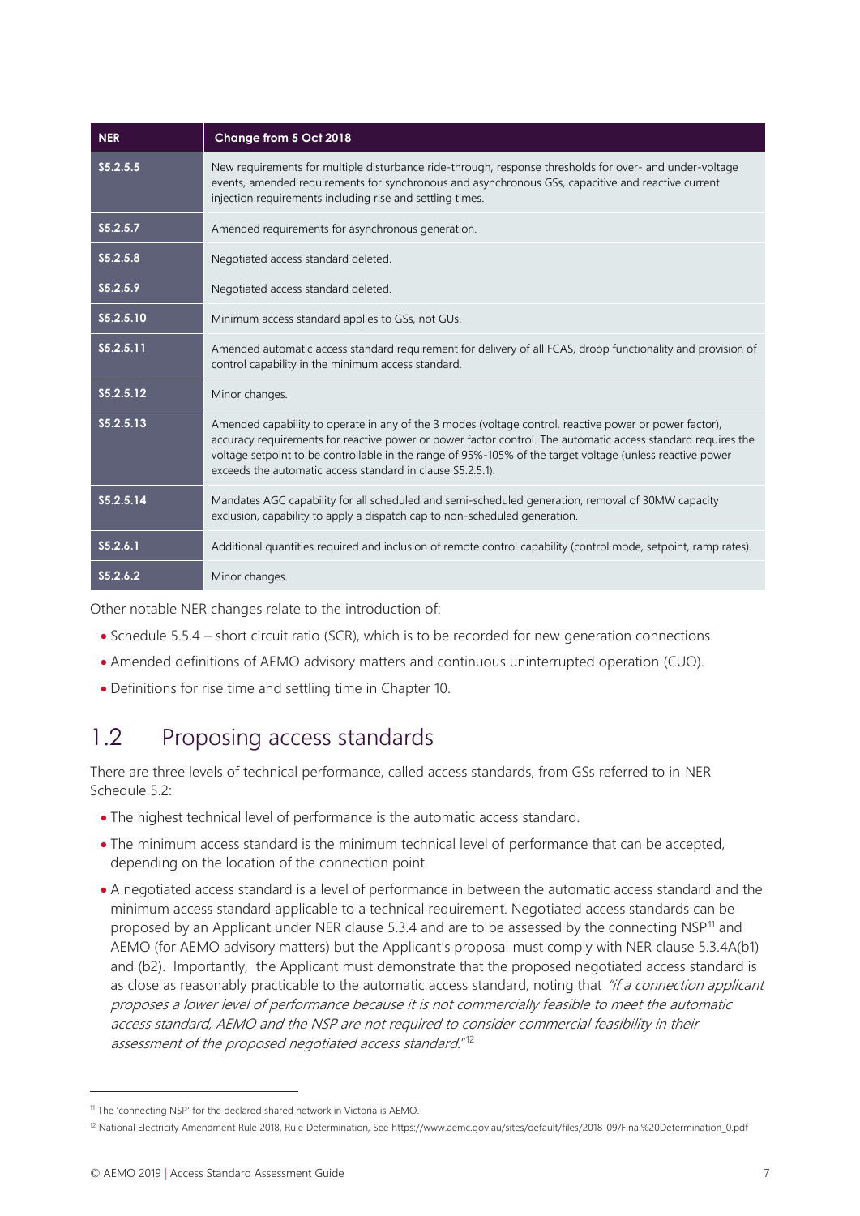| NER | Change from 5 Oct 2018 |
|---|---|
| S5.2.5.5 | New requirements for multiple disturbance ride-through, response thresholds for over- and under-voltage events, amended requirements for synchronous and asynchronous GSs, capacitive and reactive current injection requirements including rise and settling times. |
| S5.2.5.7 | Amended requirements for asynchronous generation. |
| S5.2.5.8 | Negotiated access standard deleted. |
| S5.2.5.9 | Negotiated access standard deleted. |
| S5.2.5.10 | Minimum access standard applies to GSs, not GUs. |
| S5.2.5.11 | Amended automatic access standard requirement for delivery of all FCAS, droop functionality and provision of control capability in the minimum access standard. |
| S5.2.5.12 | Minor changes. |
| S5.2.5.13 | Amended capability to operate in any of the 3 modes (voltage control, reactive power or power factor), accuracy requirements for reactive power or power factor control. The automatic access standard requires the voltage setpoint to be controllable in the range of 95%-105% of the target voltage (unless reactive power exceeds the automatic access standard in clause S5.2.5.1). |
| S5.2.5.14 | Mandates AGC capability for all scheduled and semi-scheduled generation, removal of 30MW capacity exclusion, capability to apply a dispatch cap to non-scheduled generation. |
| S5.2.6.1 | Additional quantities required and inclusion of remote control capability (control mode, setpoint, ramp rates). |
| S5.2.6.2 | Minor changes. |

Other notable NER changes relate to the introduction of:

- Schedule 5.5.4 – short circuit ratio (SCR), which is to be recorded for new generation connections.
- Amended definitions of AEMO advisory matters and continuous uninterrupted operation (CUO).
- Definitions for rise time and settling time in Chapter 10.

## 1.2 Proposing access standards

There are three levels of technical performance, called access standards, from GSs referred to in NER Schedule 5.2:

- The highest technical level of performance is the automatic access standard.
- The minimum access standard is the minimum technical level of performance that can be accepted, depending on the location of the connection point.
- A negotiated access standard is a level of performance in between the automatic access standard and the minimum access standard applicable to a technical requirement. Negotiated access standards can be proposed by an Applicant under NER clause 5.3.4 and are to be assessed by the connecting NSP[11] and AEMO (for AEMO advisory matters) but the Applicant's proposal must comply with NER clause 5.3.4A(b1) and (b2). Importantly, the Applicant must demonstrate that the proposed negotiated access standard is as close as reasonably practicable to the automatic access standard, noting that *"if a connection applicant proposes a lower level of performance because it is not commercially feasible to meet the automatic access standard, AEMO and the NSP are not required to consider commercial feasibility in their assessment of the proposed negotiated access standard."*[12]

[11] The 'connecting NSP' for the declared shared network in Victoria is AEMO.

[12] National Electricity Amendment Rule 2018, Rule Determination, See https://www.aemc.gov.au/sites/default/files/2018-09/Final%20Determination_0.pdf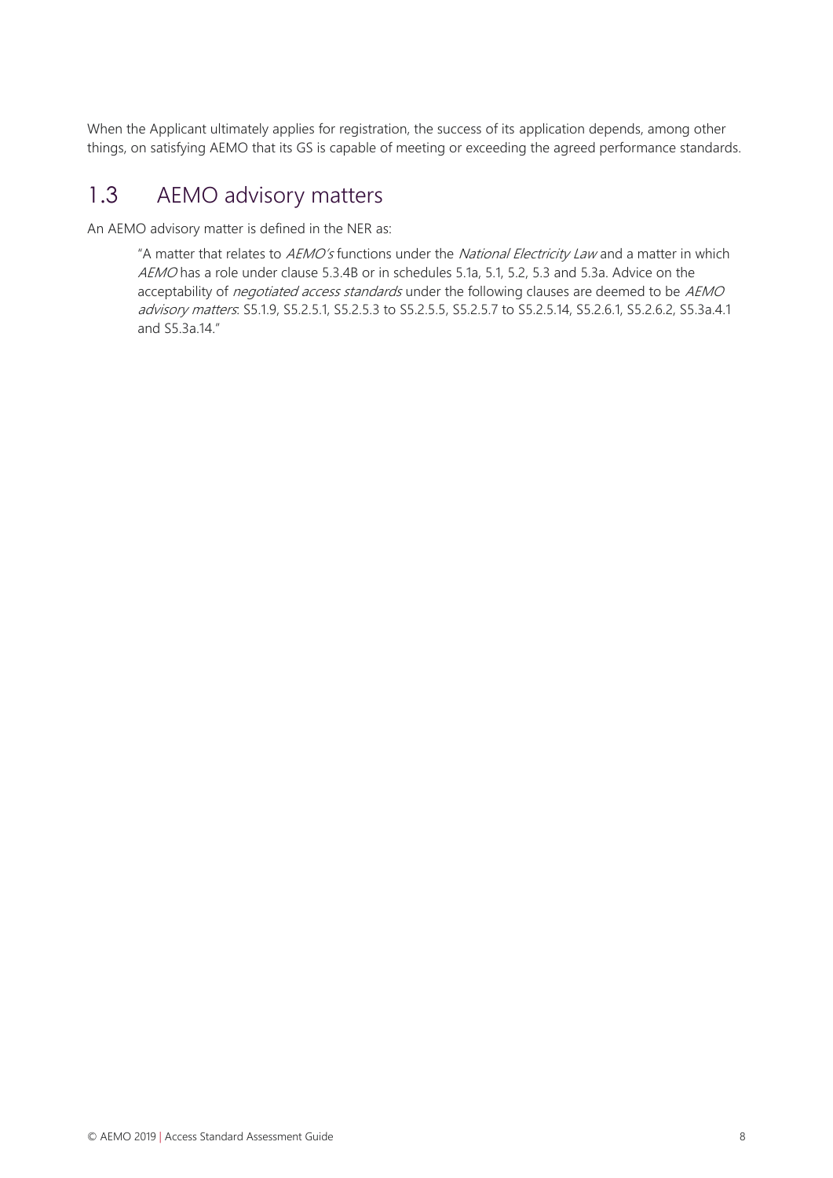When the Applicant ultimately applies for registration, the success of its application depends, among other things, on satisfying AEMO that its GS is capable of meeting or exceeding the agreed performance standards.

## 1.3 AEMO advisory matters

An AEMO advisory matter is defined in the NER as:

> "A matter that relates to *AEMO's* functions under the *National Electricity Law* and a matter in which *AEMO* has a role under clause 5.3.4B or in schedules 5.1a, 5.1, 5.2, 5.3 and 5.3a. Advice on the acceptability of *negotiated access standards* under the following clauses are deemed to be *AEMO advisory matters*: S5.1.9, S5.2.5.1, S5.2.5.3 to S5.2.5.5, S5.2.5.7 to S5.2.5.14, S5.2.6.1, S5.2.6.2, S5.3a.4.1 and S5.3a.14."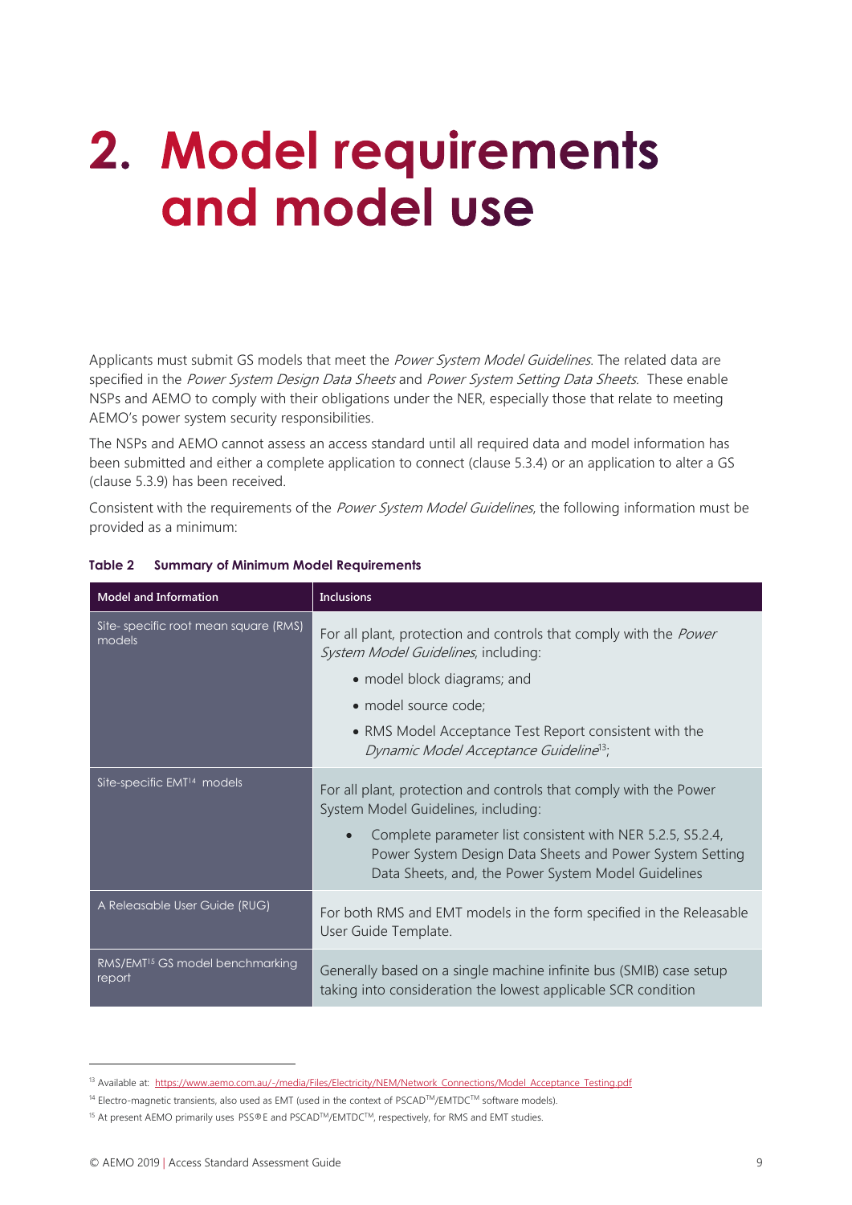# 2. Model requirements and model use

Applicants must submit GS models that meet the *Power System Model Guidelines*. The related data are specified in the *Power System Design Data Sheets* and *Power System Setting Data Sheets*. These enable NSPs and AEMO to comply with their obligations under the NER, especially those that relate to meeting AEMO's power system security responsibilities.

The NSPs and AEMO cannot assess an access standard until all required data and model information has been submitted and either a complete application to connect (clause 5.3.4) or an application to alter a GS (clause 5.3.9) has been received.

Consistent with the requirements of the *Power System Model Guidelines*, the following information must be provided as a minimum:

**Table 2 Summary of Minimum Model Requirements**

| Model and Information | Inclusions |
|---|---|
| Site- specific root mean square (RMS) models | For all plant, protection and controls that comply with the *Power System Model Guidelines*, including:<br>• model block diagrams; and<br>• model source code;<br>• RMS Model Acceptance Test Report consistent with the *Dynamic Model Acceptance Guideline*[13]; |
| Site-specific EMT[14] models | For all plant, protection and controls that comply with the Power System Model Guidelines, including:<br>• Complete parameter list consistent with NER 5.2.5, S5.2.4, Power System Design Data Sheets and Power System Setting Data Sheets, and, the Power System Model Guidelines |
| A Releasable User Guide (RUG) | For both RMS and EMT models in the form specified in the Releasable User Guide Template. |
| RMS/EMT[15] GS model benchmarking report | Generally based on a single machine infinite bus (SMIB) case setup taking into consideration the lowest applicable SCR condition |

[13] Available at: https://www.aemo.com.au/-/media/Files/Electricity/NEM/Network_Connections/Model_Acceptance_Testing.pdf

[14] Electro-magnetic transients, also used as EMT (used in the context of PSCAD™/EMTDC™ software models).

[15] At present AEMO primarily uses PSS®E and PSCAD™/EMTDC™, respectively, for RMS and EMT studies.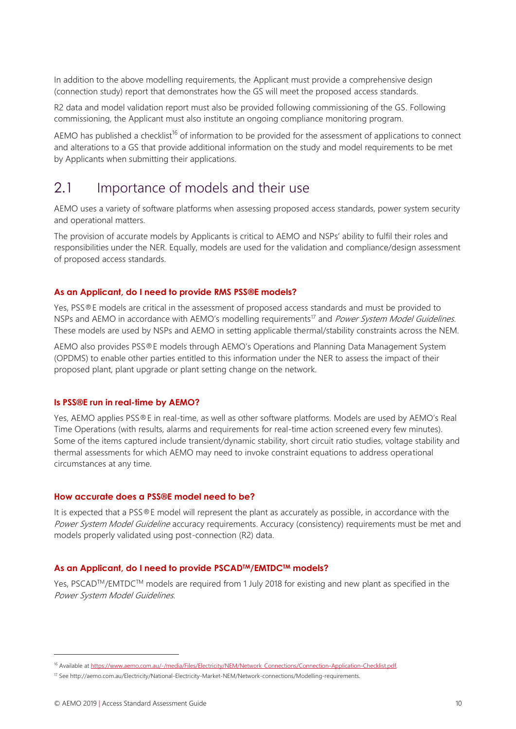In addition to the above modelling requirements, the Applicant must provide a comprehensive design (connection study) report that demonstrates how the GS will meet the proposed access standards.

R2 data and model validation report must also be provided following commissioning of the GS. Following commissioning, the Applicant must also institute an ongoing compliance monitoring program.

AEMO has published a checklist[16] of information to be provided for the assessment of applications to connect and alterations to a GS that provide additional information on the study and model requirements to be met by Applicants when submitting their applications.

## 2.1 Importance of models and their use

AEMO uses a variety of software platforms when assessing proposed access standards, power system security and operational matters.

The provision of accurate models by Applicants is critical to AEMO and NSPs' ability to fulfil their roles and responsibilities under the NER. Equally, models are used for the validation and compliance/design assessment of proposed access standards.

#### As an Applicant, do I need to provide RMS PSS®E models?

Yes, PSS®E models are critical in the assessment of proposed access standards and must be provided to NSPs and AEMO in accordance with AEMO's modelling requirements[17] and *Power System Model Guidelines*. These models are used by NSPs and AEMO in setting applicable thermal/stability constraints across the NEM.

AEMO also provides PSS®E models through AEMO's Operations and Planning Data Management System (OPDMS) to enable other parties entitled to this information under the NER to assess the impact of their proposed plant, plant upgrade or plant setting change on the network.

#### Is PSS®E run in real-time by AEMO?

Yes, AEMO applies PSS®E in real-time, as well as other software platforms. Models are used by AEMO's Real Time Operations (with results, alarms and requirements for real-time action screened every few minutes). Some of the items captured include transient/dynamic stability, short circuit ratio studies, voltage stability and thermal assessments for which AEMO may need to invoke constraint equations to address operational circumstances at any time.

#### How accurate does a PSS®E model need to be?

It is expected that a PSS®E model will represent the plant as accurately as possible, in accordance with the *Power System Model Guideline* accuracy requirements. Accuracy (consistency) requirements must be met and models properly validated using post-connection (R2) data.

#### As an Applicant, do I need to provide PSCAD™/EMTDC™ models?

Yes, PSCAD™/EMTDC™ models are required from 1 July 2018 for existing and new plant as specified in the *Power System Model Guidelines*.

---

[16] Available at https://www.aemo.com.au/-/media/Files/Electricity/NEM/Network_Connections/Connection-Application-Checklist.pdf.

[17] See http://aemo.com.au/Electricity/National-Electricity-Market-NEM/Network-connections/Modelling-requirements.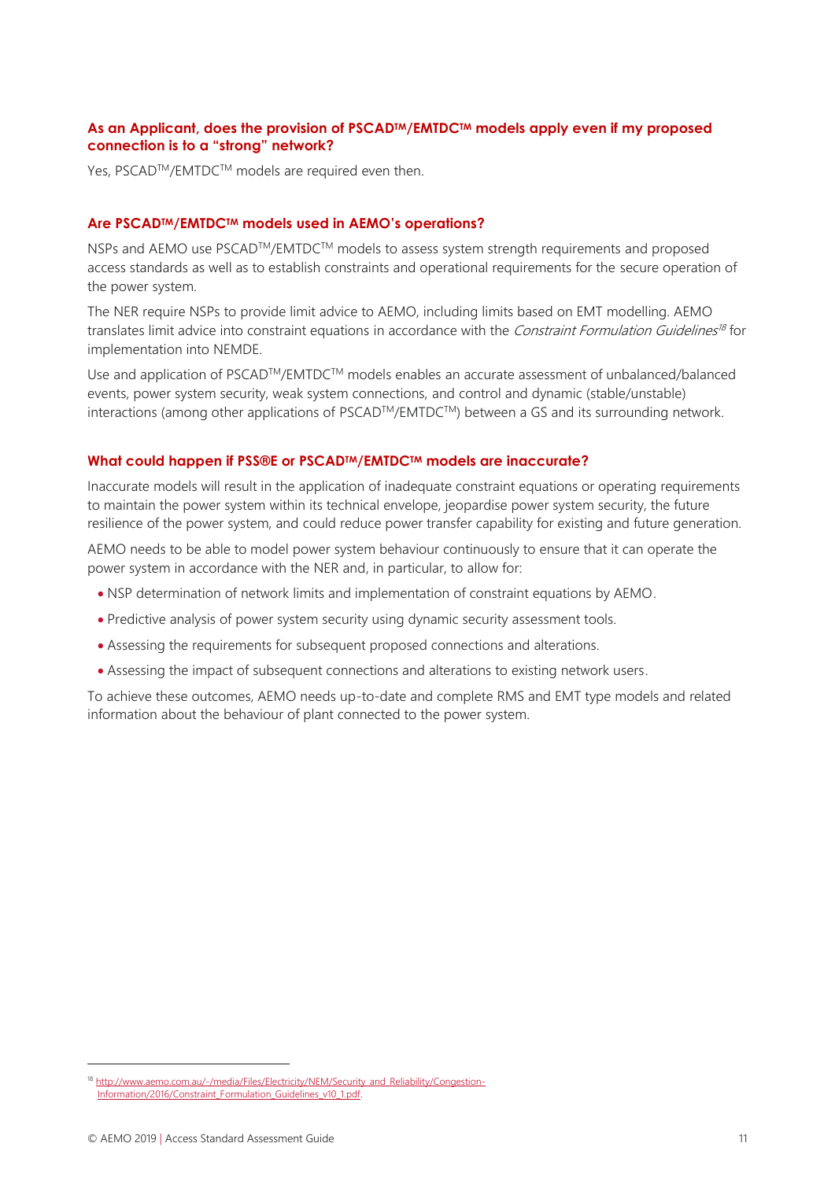### As an Applicant, does the provision of PSCAD™/EMTDC™ models apply even if my proposed connection is to a "strong" network?

Yes, PSCAD™/EMTDC™ models are required even then.

### Are PSCAD™/EMTDC™ models used in AEMO's operations?

NSPs and AEMO use PSCAD™/EMTDC™ models to assess system strength requirements and proposed access standards as well as to establish constraints and operational requirements for the secure operation of the power system.

The NER require NSPs to provide limit advice to AEMO, including limits based on EMT modelling. AEMO translates limit advice into constraint equations in accordance with the *Constraint Formulation Guidelines*[18] for implementation into NEMDE.

Use and application of PSCAD™/EMTDC™ models enables an accurate assessment of unbalanced/balanced events, power system security, weak system connections, and control and dynamic (stable/unstable) interactions (among other applications of PSCAD™/EMTDC™) between a GS and its surrounding network.

### What could happen if PSS®E or PSCAD™/EMTDC™ models are inaccurate?

Inaccurate models will result in the application of inadequate constraint equations or operating requirements to maintain the power system within its technical envelope, jeopardise power system security, the future resilience of the power system, and could reduce power transfer capability for existing and future generation.

AEMO needs to be able to model power system behaviour continuously to ensure that it can operate the power system in accordance with the NER and, in particular, to allow for:

- NSP determination of network limits and implementation of constraint equations by AEMO.
- Predictive analysis of power system security using dynamic security assessment tools.
- Assessing the requirements for subsequent proposed connections and alterations.
- Assessing the impact of subsequent connections and alterations to existing network users.

To achieve these outcomes, AEMO needs up-to-date and complete RMS and EMT type models and related information about the behaviour of plant connected to the power system.

[18] http://www.aemo.com.au/-/media/Files/Electricity/NEM/Security_and_Reliability/Congestion-Information/2016/Constraint_Formulation_Guidelines_v10_1.pdf.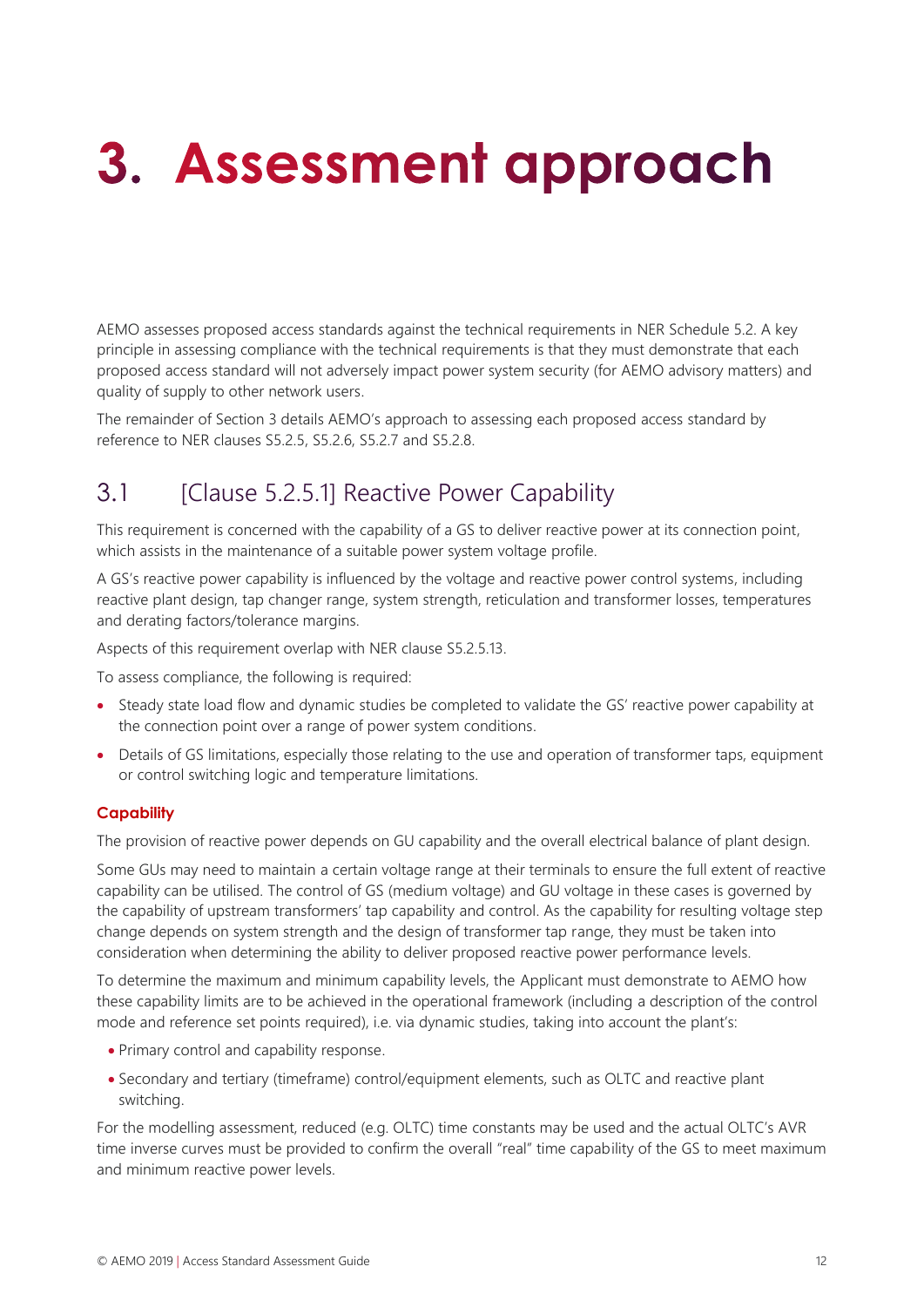# 3. Assessment approach

AEMO assesses proposed access standards against the technical requirements in NER Schedule 5.2. A key principle in assessing compliance with the technical requirements is that they must demonstrate that each proposed access standard will not adversely impact power system security (for AEMO advisory matters) and quality of supply to other network users.

The remainder of Section 3 details AEMO's approach to assessing each proposed access standard by reference to NER clauses S5.2.5, S5.2.6, S5.2.7 and S5.2.8.

## 3.1 [Clause 5.2.5.1] Reactive Power Capability

This requirement is concerned with the capability of a GS to deliver reactive power at its connection point, which assists in the maintenance of a suitable power system voltage profile.

A GS's reactive power capability is influenced by the voltage and reactive power control systems, including reactive plant design, tap changer range, system strength, reticulation and transformer losses, temperatures and derating factors/tolerance margins.

Aspects of this requirement overlap with NER clause S5.2.5.13.

To assess compliance, the following is required:

- Steady state load flow and dynamic studies be completed to validate the GS' reactive power capability at the connection point over a range of power system conditions.
- Details of GS limitations, especially those relating to the use and operation of transformer taps, equipment or control switching logic and temperature limitations.

#### Capability

The provision of reactive power depends on GU capability and the overall electrical balance of plant design.

Some GUs may need to maintain a certain voltage range at their terminals to ensure the full extent of reactive capability can be utilised. The control of GS (medium voltage) and GU voltage in these cases is governed by the capability of upstream transformers' tap capability and control. As the capability for resulting voltage step change depends on system strength and the design of transformer tap range, they must be taken into consideration when determining the ability to deliver proposed reactive power performance levels.

To determine the maximum and minimum capability levels, the Applicant must demonstrate to AEMO how these capability limits are to be achieved in the operational framework (including a description of the control mode and reference set points required), i.e. via dynamic studies, taking into account the plant's:

- Primary control and capability response.
- Secondary and tertiary (timeframe) control/equipment elements, such as OLTC and reactive plant switching.

For the modelling assessment, reduced (e.g. OLTC) time constants may be used and the actual OLTC's AVR time inverse curves must be provided to confirm the overall "real" time capability of the GS to meet maximum and minimum reactive power levels.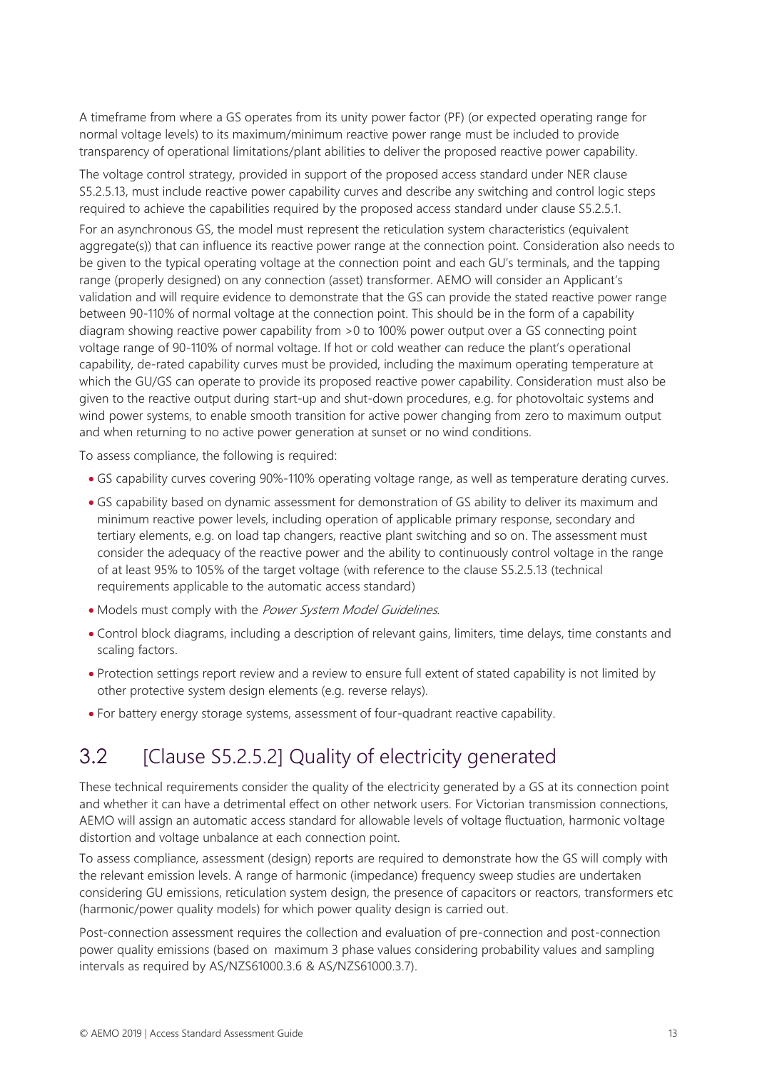A timeframe from where a GS operates from its unity power factor (PF) (or expected operating range for normal voltage levels) to its maximum/minimum reactive power range must be included to provide transparency of operational limitations/plant abilities to deliver the proposed reactive power capability.

The voltage control strategy, provided in support of the proposed access standard under NER clause S5.2.5.13, must include reactive power capability curves and describe any switching and control logic steps required to achieve the capabilities required by the proposed access standard under clause S5.2.5.1.

For an asynchronous GS, the model must represent the reticulation system characteristics (equivalent aggregate(s)) that can influence its reactive power range at the connection point. Consideration also needs to be given to the typical operating voltage at the connection point and each GU's terminals, and the tapping range (properly designed) on any connection (asset) transformer. AEMO will consider an Applicant's validation and will require evidence to demonstrate that the GS can provide the stated reactive power range between 90-110% of normal voltage at the connection point. This should be in the form of a capability diagram showing reactive power capability from >0 to 100% power output over a GS connecting point voltage range of 90-110% of normal voltage. If hot or cold weather can reduce the plant's operational capability, de-rated capability curves must be provided, including the maximum operating temperature at which the GU/GS can operate to provide its proposed reactive power capability. Consideration must also be given to the reactive output during start-up and shut-down procedures, e.g. for photovoltaic systems and wind power systems, to enable smooth transition for active power changing from zero to maximum output and when returning to no active power generation at sunset or no wind conditions.

To assess compliance, the following is required:

- GS capability curves covering 90%-110% operating voltage range, as well as temperature derating curves.
- GS capability based on dynamic assessment for demonstration of GS ability to deliver its maximum and minimum reactive power levels, including operation of applicable primary response, secondary and tertiary elements, e.g. on load tap changers, reactive plant switching and so on. The assessment must consider the adequacy of the reactive power and the ability to continuously control voltage in the range of at least 95% to 105% of the target voltage (with reference to the clause S5.2.5.13 (technical requirements applicable to the automatic access standard)
- Models must comply with the *Power System Model Guidelines*.
- Control block diagrams, including a description of relevant gains, limiters, time delays, time constants and scaling factors.
- Protection settings report review and a review to ensure full extent of stated capability is not limited by other protective system design elements (e.g. reverse relays).
- For battery energy storage systems, assessment of four-quadrant reactive capability.

## 3.2 [Clause S5.2.5.2] Quality of electricity generated

These technical requirements consider the quality of the electricity generated by a GS at its connection point and whether it can have a detrimental effect on other network users. For Victorian transmission connections, AEMO will assign an automatic access standard for allowable levels of voltage fluctuation, harmonic voltage distortion and voltage unbalance at each connection point.

To assess compliance, assessment (design) reports are required to demonstrate how the GS will comply with the relevant emission levels. A range of harmonic (impedance) frequency sweep studies are undertaken considering GU emissions, reticulation system design, the presence of capacitors or reactors, transformers etc (harmonic/power quality models) for which power quality design is carried out.

Post-connection assessment requires the collection and evaluation of pre-connection and post-connection power quality emissions (based on maximum 3 phase values considering probability values and sampling intervals as required by AS/NZS61000.3.6 & AS/NZS61000.3.7).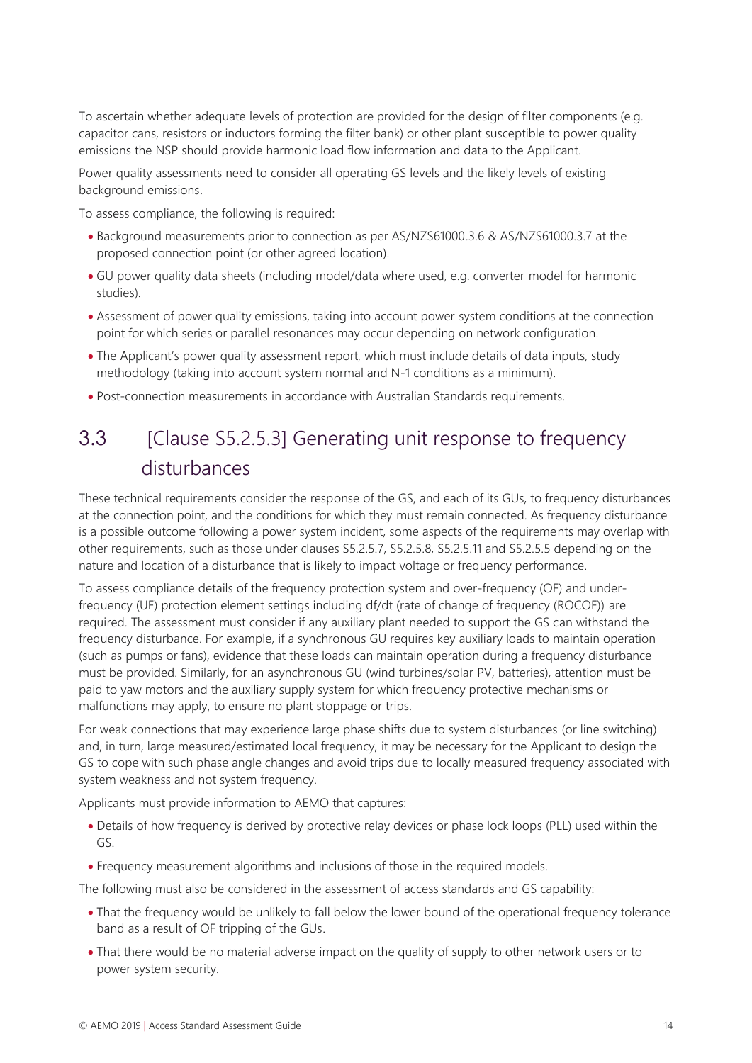To ascertain whether adequate levels of protection are provided for the design of filter components (e.g. capacitor cans, resistors or inductors forming the filter bank) or other plant susceptible to power quality emissions the NSP should provide harmonic load flow information and data to the Applicant.

Power quality assessments need to consider all operating GS levels and the likely levels of existing background emissions.

To assess compliance, the following is required:

- Background measurements prior to connection as per AS/NZS61000.3.6 & AS/NZS61000.3.7 at the proposed connection point (or other agreed location).
- GU power quality data sheets (including model/data where used, e.g. converter model for harmonic studies).
- Assessment of power quality emissions, taking into account power system conditions at the connection point for which series or parallel resonances may occur depending on network configuration.
- The Applicant's power quality assessment report, which must include details of data inputs, study methodology (taking into account system normal and N-1 conditions as a minimum).
- Post-connection measurements in accordance with Australian Standards requirements.

## 3.3 [Clause S5.2.5.3] Generating unit response to frequency disturbances

These technical requirements consider the response of the GS, and each of its GUs, to frequency disturbances at the connection point, and the conditions for which they must remain connected. As frequency disturbance is a possible outcome following a power system incident, some aspects of the requirements may overlap with other requirements, such as those under clauses S5.2.5.7, S5.2.5.8, S5.2.5.11 and S5.2.5.5 depending on the nature and location of a disturbance that is likely to impact voltage or frequency performance.

To assess compliance details of the frequency protection system and over-frequency (OF) and under-frequency (UF) protection element settings including df/dt (rate of change of frequency (ROCOF)) are required. The assessment must consider if any auxiliary plant needed to support the GS can withstand the frequency disturbance. For example, if a synchronous GU requires key auxiliary loads to maintain operation (such as pumps or fans), evidence that these loads can maintain operation during a frequency disturbance must be provided. Similarly, for an asynchronous GU (wind turbines/solar PV, batteries), attention must be paid to yaw motors and the auxiliary supply system for which frequency protective mechanisms or malfunctions may apply, to ensure no plant stoppage or trips.

For weak connections that may experience large phase shifts due to system disturbances (or line switching) and, in turn, large measured/estimated local frequency, it may be necessary for the Applicant to design the GS to cope with such phase angle changes and avoid trips due to locally measured frequency associated with system weakness and not system frequency.

Applicants must provide information to AEMO that captures:

- Details of how frequency is derived by protective relay devices or phase lock loops (PLL) used within the GS.
- Frequency measurement algorithms and inclusions of those in the required models.

The following must also be considered in the assessment of access standards and GS capability:

- That the frequency would be unlikely to fall below the lower bound of the operational frequency tolerance band as a result of OF tripping of the GUs.
- That there would be no material adverse impact on the quality of supply to other network users or to power system security.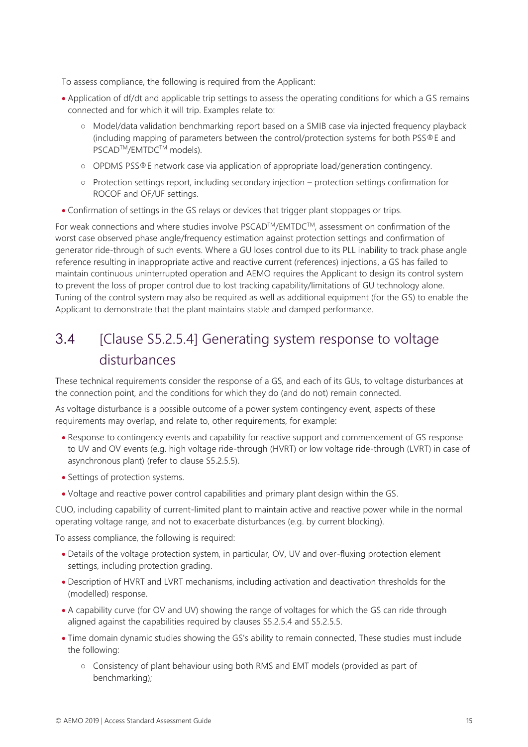To assess compliance, the following is required from the Applicant:

- Application of df/dt and applicable trip settings to assess the operating conditions for which a GS remains connected and for which it will trip. Examples relate to:
  - Model/data validation benchmarking report based on a SMIB case via injected frequency playback (including mapping of parameters between the control/protection systems for both PSS®E and PSCAD™/EMTDC™ models).
  - OPDMS PSS®E network case via application of appropriate load/generation contingency.
  - Protection settings report, including secondary injection – protection settings confirmation for ROCOF and OF/UF settings.
- Confirmation of settings in the GS relays or devices that trigger plant stoppages or trips.

For weak connections and where studies involve PSCAD™/EMTDC™, assessment on confirmation of the worst case observed phase angle/frequency estimation against protection settings and confirmation of generator ride-through of such events. Where a GU loses control due to its PLL inability to track phase angle reference resulting in inappropriate active and reactive current (references) injections, a GS has failed to maintain continuous uninterrupted operation and AEMO requires the Applicant to design its control system to prevent the loss of proper control due to lost tracking capability/limitations of GU technology alone. Tuning of the control system may also be required as well as additional equipment (for the GS) to enable the Applicant to demonstrate that the plant maintains stable and damped performance.

## 3.4 [Clause S5.2.5.4] Generating system response to voltage disturbances

These technical requirements consider the response of a GS, and each of its GUs, to voltage disturbances at the connection point, and the conditions for which they do (and do not) remain connected.

As voltage disturbance is a possible outcome of a power system contingency event, aspects of these requirements may overlap, and relate to, other requirements, for example:

- Response to contingency events and capability for reactive support and commencement of GS response to UV and OV events (e.g. high voltage ride-through (HVRT) or low voltage ride-through (LVRT) in case of asynchronous plant) (refer to clause S5.2.5.5).
- Settings of protection systems.
- Voltage and reactive power control capabilities and primary plant design within the GS.

CUO, including capability of current-limited plant to maintain active and reactive power while in the normal operating voltage range, and not to exacerbate disturbances (e.g. by current blocking).

To assess compliance, the following is required:

- Details of the voltage protection system, in particular, OV, UV and over-fluxing protection element settings, including protection grading.
- Description of HVRT and LVRT mechanisms, including activation and deactivation thresholds for the (modelled) response.
- A capability curve (for OV and UV) showing the range of voltages for which the GS can ride through aligned against the capabilities required by clauses S5.2.5.4 and S5.2.5.5.
- Time domain dynamic studies showing the GS's ability to remain connected, These studies must include the following:
  - Consistency of plant behaviour using both RMS and EMT models (provided as part of benchmarking);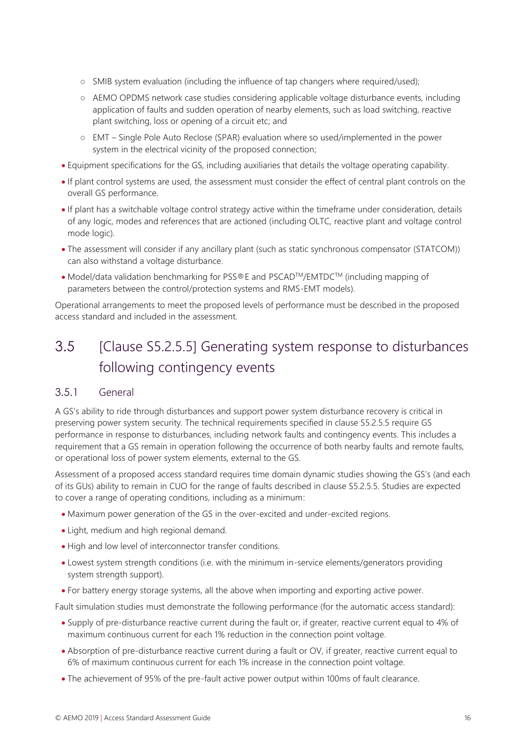- SMIB system evaluation (including the influence of tap changers where required/used);
  - AEMO OPDMS network case studies considering applicable voltage disturbance events, including application of faults and sudden operation of nearby elements, such as load switching, reactive plant switching, loss or opening of a circuit etc; and
  - EMT – Single Pole Auto Reclose (SPAR) evaluation where so used/implemented in the power system in the electrical vicinity of the proposed connection;
- Equipment specifications for the GS, including auxiliaries that details the voltage operating capability.
- If plant control systems are used, the assessment must consider the effect of central plant controls on the overall GS performance.
- If plant has a switchable voltage control strategy active within the timeframe under consideration, details of any logic, modes and references that are actioned (including OLTC, reactive plant and voltage control mode logic).
- The assessment will consider if any ancillary plant (such as static synchronous compensator (STATCOM)) can also withstand a voltage disturbance.
- Model/data validation benchmarking for PSS®E and PSCAD™/EMTDC™ (including mapping of parameters between the control/protection systems and RMS-EMT models).

Operational arrangements to meet the proposed levels of performance must be described in the proposed access standard and included in the assessment.

## 3.5 [Clause S5.2.5.5] Generating system response to disturbances following contingency events

### 3.5.1 General

A GS's ability to ride through disturbances and support power system disturbance recovery is critical in preserving power system security. The technical requirements specified in clause S5.2.5.5 require GS performance in response to disturbances, including network faults and contingency events. This includes a requirement that a GS remain in operation following the occurrence of both nearby faults and remote faults, or operational loss of power system elements, external to the GS.

Assessment of a proposed access standard requires time domain dynamic studies showing the GS's (and each of its GUs) ability to remain in CUO for the range of faults described in clause S5.2.5.5. Studies are expected to cover a range of operating conditions, including as a minimum:

- Maximum power generation of the GS in the over-excited and under-excited regions.
- Light, medium and high regional demand.
- High and low level of interconnector transfer conditions.
- Lowest system strength conditions (i.e. with the minimum in-service elements/generators providing system strength support).
- For battery energy storage systems, all the above when importing and exporting active power.

Fault simulation studies must demonstrate the following performance (for the automatic access standard):

- Supply of pre-disturbance reactive current during the fault or, if greater, reactive current equal to 4% of maximum continuous current for each 1% reduction in the connection point voltage.
- Absorption of pre-disturbance reactive current during a fault or OV, if greater, reactive current equal to 6% of maximum continuous current for each 1% increase in the connection point voltage.
- The achievement of 95% of the pre-fault active power output within 100ms of fault clearance.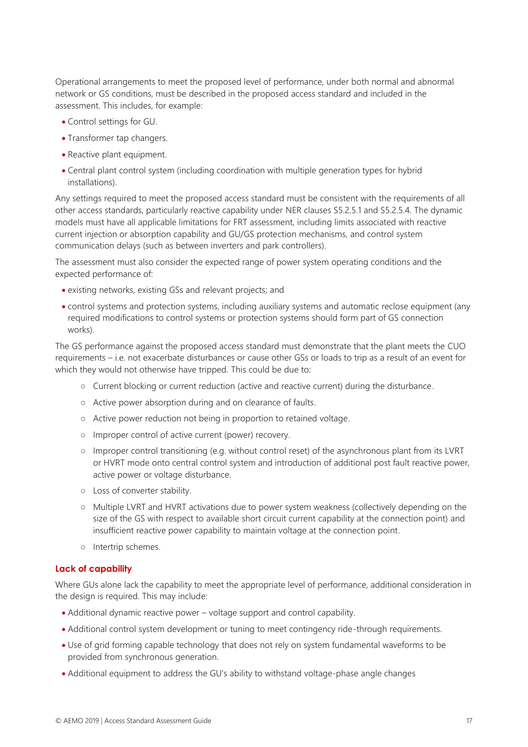Operational arrangements to meet the proposed level of performance, under both normal and abnormal network or GS conditions, must be described in the proposed access standard and included in the assessment. This includes, for example:

- Control settings for GU.
- Transformer tap changers.
- Reactive plant equipment.
- Central plant control system (including coordination with multiple generation types for hybrid installations).

Any settings required to meet the proposed access standard must be consistent with the requirements of all other access standards, particularly reactive capability under NER clauses S5.2.5.1 and S5.2.5.4. The dynamic models must have all applicable limitations for FRT assessment, including limits associated with reactive current injection or absorption capability and GU/GS protection mechanisms, and control system communication delays (such as between inverters and park controllers).

The assessment must also consider the expected range of power system operating conditions and the expected performance of:

- existing networks, existing GSs and relevant projects; and
- control systems and protection systems, including auxiliary systems and automatic reclose equipment (any required modifications to control systems or protection systems should form part of GS connection works).

The GS performance against the proposed access standard must demonstrate that the plant meets the CUO requirements – i.e. not exacerbate disturbances or cause other GSs or loads to trip as a result of an event for which they would not otherwise have tripped. This could be due to:

- Current blocking or current reduction (active and reactive current) during the disturbance.
- Active power absorption during and on clearance of faults.
- Active power reduction not being in proportion to retained voltage.
- Improper control of active current (power) recovery.
- Improper control transitioning (e.g. without control reset) of the asynchronous plant from its LVRT or HVRT mode onto central control system and introduction of additional post fault reactive power, active power or voltage disturbance.
- Loss of converter stability.
- Multiple LVRT and HVRT activations due to power system weakness (collectively depending on the size of the GS with respect to available short circuit current capability at the connection point) and insufficient reactive power capability to maintain voltage at the connection point.
- Intertrip schemes.

### Lack of capability

Where GUs alone lack the capability to meet the appropriate level of performance, additional consideration in the design is required. This may include:

- Additional dynamic reactive power – voltage support and control capability.
- Additional control system development or tuning to meet contingency ride-through requirements.
- Use of grid forming capable technology that does not rely on system fundamental waveforms to be provided from synchronous generation.
- Additional equipment to address the GU's ability to withstand voltage-phase angle changes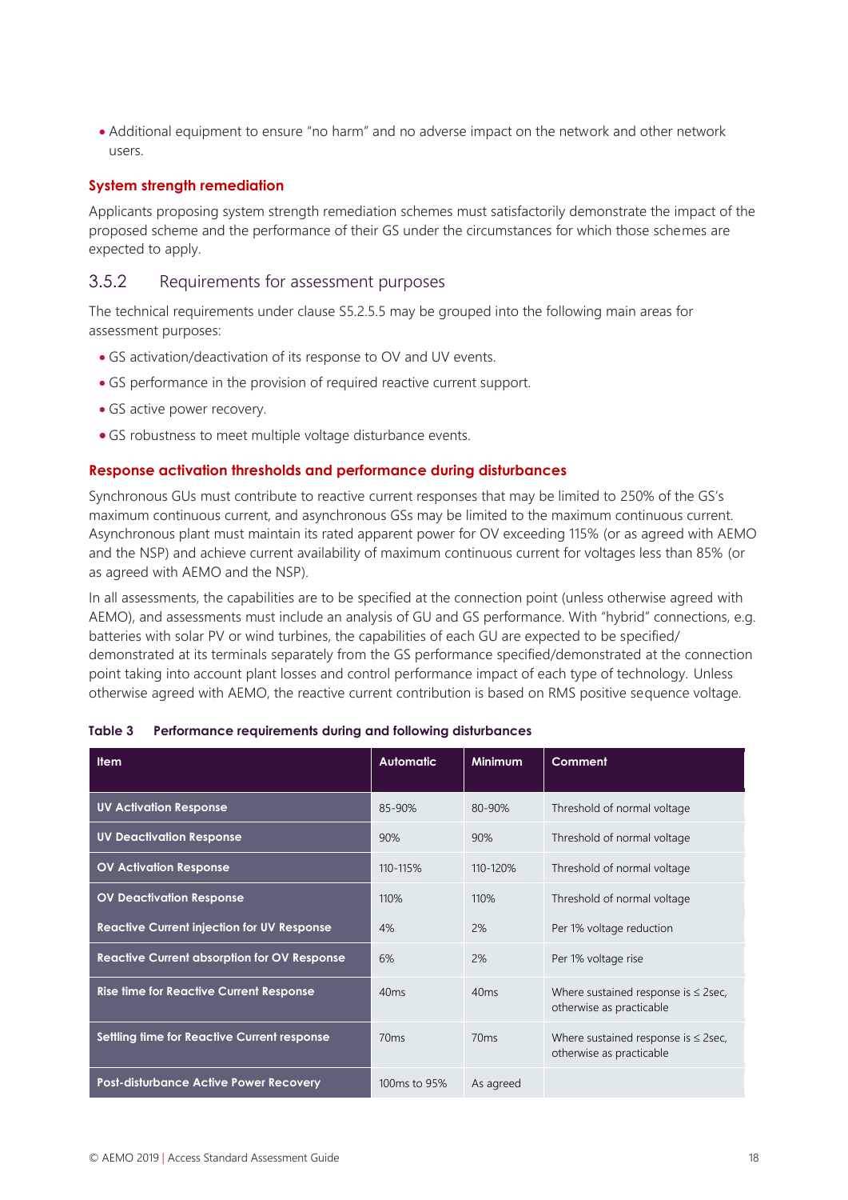- Additional equipment to ensure "no harm" and no adverse impact on the network and other network users.

#### System strength remediation

Applicants proposing system strength remediation schemes must satisfactorily demonstrate the impact of the proposed scheme and the performance of their GS under the circumstances for which those schemes are expected to apply.

### 3.5.2 Requirements for assessment purposes

The technical requirements under clause S5.2.5.5 may be grouped into the following main areas for assessment purposes:

- GS activation/deactivation of its response to OV and UV events.
- GS performance in the provision of required reactive current support.
- GS active power recovery.
- GS robustness to meet multiple voltage disturbance events.

#### Response activation thresholds and performance during disturbances

Synchronous GUs must contribute to reactive current responses that may be limited to 250% of the GS's maximum continuous current, and asynchronous GSs may be limited to the maximum continuous current. Asynchronous plant must maintain its rated apparent power for OV exceeding 115% (or as agreed with AEMO and the NSP) and achieve current availability of maximum continuous current for voltages less than 85% (or as agreed with AEMO and the NSP).

In all assessments, the capabilities are to be specified at the connection point (unless otherwise agreed with AEMO), and assessments must include an analysis of GU and GS performance. With "hybrid" connections, e.g. batteries with solar PV or wind turbines, the capabilities of each GU are expected to be specified/ demonstrated at its terminals separately from the GS performance specified/demonstrated at the connection point taking into account plant losses and control performance impact of each type of technology. Unless otherwise agreed with AEMO, the reactive current contribution is based on RMS positive sequence voltage.

**Table 3 Performance requirements during and following disturbances**

| Item | Automatic | Minimum | Comment |
|---|---|---|---|
| UV Activation Response | 85-90% | 80-90% | Threshold of normal voltage |
| UV Deactivation Response | 90% | 90% | Threshold of normal voltage |
| OV Activation Response | 110-115% | 110-120% | Threshold of normal voltage |
| OV Deactivation Response | 110% | 110% | Threshold of normal voltage |
| Reactive Current injection for UV Response | 4% | 2% | Per 1% voltage reduction |
| Reactive Current absorption for OV Response | 6% | 2% | Per 1% voltage rise |
| Rise time for Reactive Current Response | 40ms | 40ms | Where sustained response is ≤ 2sec, otherwise as practicable |
| Settling time for Reactive Current response | 70ms | 70ms | Where sustained response is ≤ 2sec, otherwise as practicable |
| Post-disturbance Active Power Recovery | 100ms to 95% | As agreed | |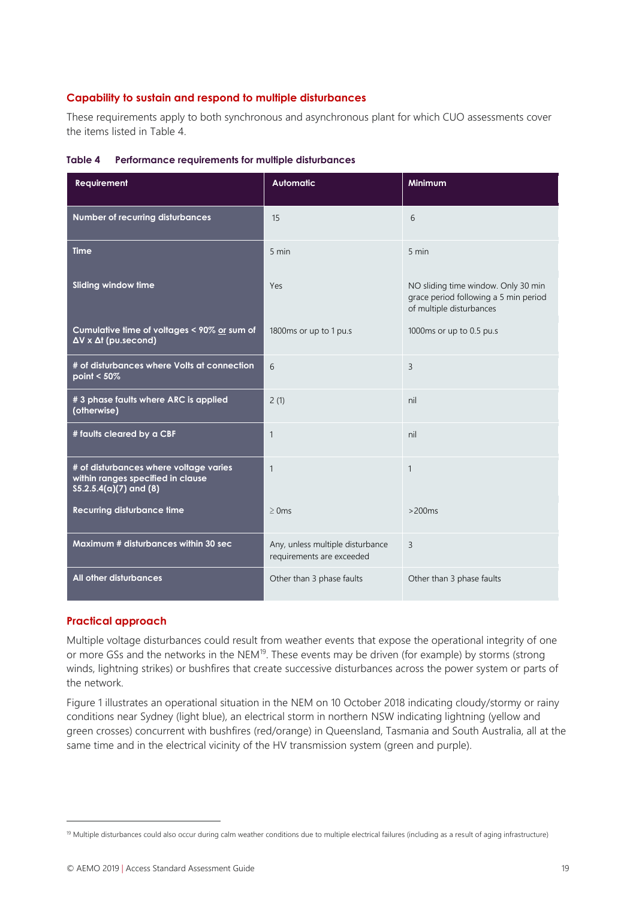### Capability to sustain and respond to multiple disturbances

These requirements apply to both synchronous and asynchronous plant for which CUO assessments cover the items listed in Table 4.

**Table 4 Performance requirements for multiple disturbances**

| Requirement | Automatic | Minimum |
|---|---|---|
| Number of recurring disturbances | 15 | 6 |
| Time | 5 min | 5 min |
| Sliding window time | Yes | NO sliding time window. Only 30 min grace period following a 5 min period of multiple disturbances |
| Cumulative time of voltages < 90% or sum of ΔV x Δt (pu.second) | 1800ms or up to 1 pu.s | 1000ms or up to 0.5 pu.s |
| # of disturbances where Volts at connection point < 50% | 6 | 3 |
| # 3 phase faults where ARC is applied (otherwise) | 2 (1) | nil |
| # faults cleared by a CBF | 1 | nil |
| # of disturbances where voltage varies within ranges specified in clause S5.2.5.4(a)(7) and (8) | 1 | 1 |
| Recurring disturbance time | ≥ 0ms | >200ms |
| Maximum # disturbances within 30 sec | Any, unless multiple disturbance requirements are exceeded | 3 |
| All other disturbances | Other than 3 phase faults | Other than 3 phase faults |

### Practical approach

Multiple voltage disturbances could result from weather events that expose the operational integrity of one or more GSs and the networks in the NEM[19]. These events may be driven (for example) by storms (strong winds, lightning strikes) or bushfires that create successive disturbances across the power system or parts of the network.

Figure 1 illustrates an operational situation in the NEM on 10 October 2018 indicating cloudy/stormy or rainy conditions near Sydney (light blue), an electrical storm in northern NSW indicating lightning (yellow and green crosses) concurrent with bushfires (red/orange) in Queensland, Tasmania and South Australia, all at the same time and in the electrical vicinity of the HV transmission system (green and purple).

[19] Multiple disturbances could also occur during calm weather conditions due to multiple electrical failures (including as a result of aging infrastructure)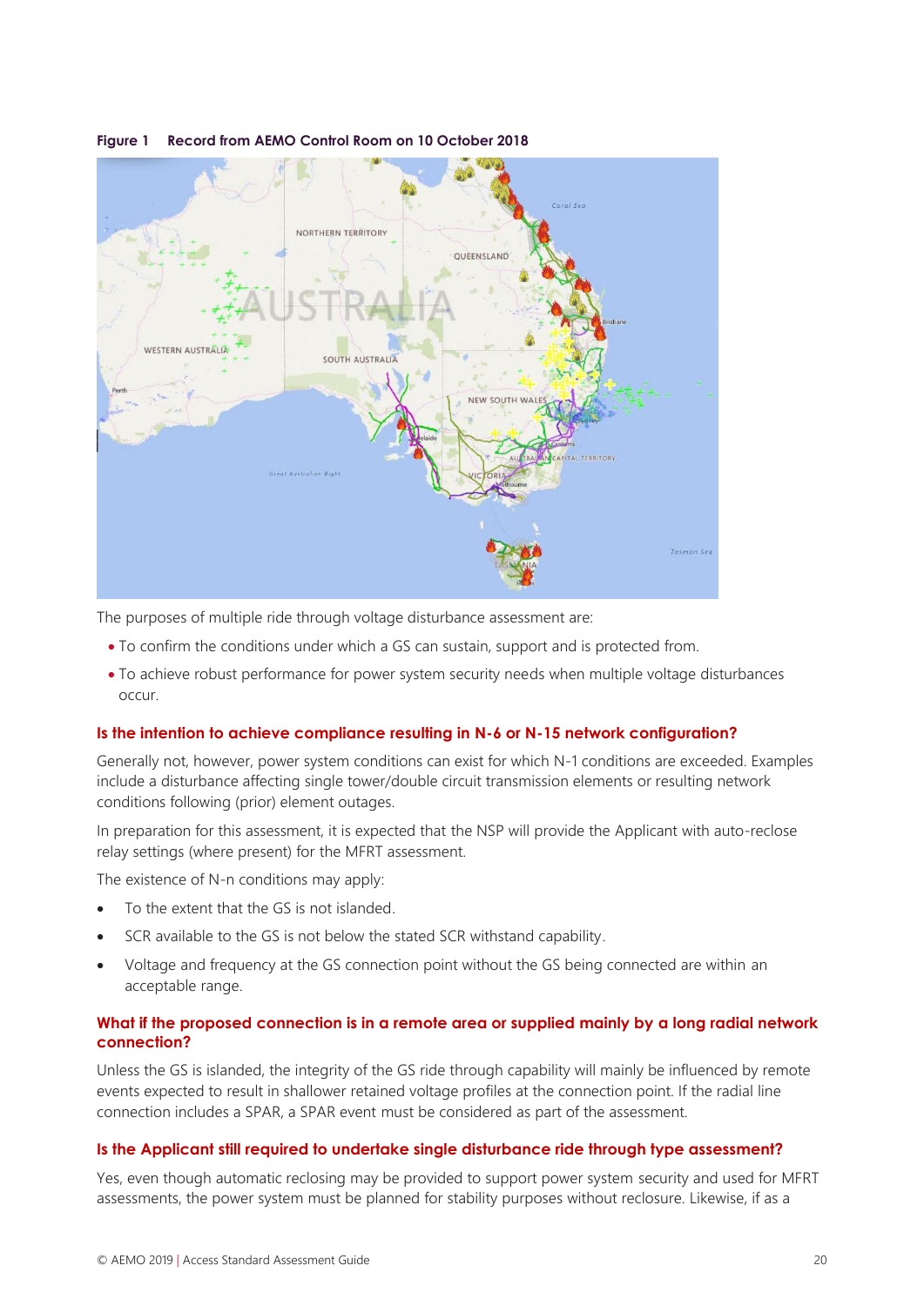Figure 1 Record from AEMO Control Room on 10 October 2018

The purposes of multiple ride through voltage disturbance assessment are:

- To confirm the conditions under which a GS can sustain, support and is protected from.
- To achieve robust performance for power system security needs when multiple voltage disturbances occur.

### Is the intention to achieve compliance resulting in N-6 or N-15 network configuration?

Generally not, however, power system conditions can exist for which N-1 conditions are exceeded. Examples include a disturbance affecting single tower/double circuit transmission elements or resulting network conditions following (prior) element outages.

In preparation for this assessment, it is expected that the NSP will provide the Applicant with auto-reclose relay settings (where present) for the MFRT assessment.

The existence of N-n conditions may apply:

- To the extent that the GS is not islanded.
- SCR available to the GS is not below the stated SCR withstand capability.
- Voltage and frequency at the GS connection point without the GS being connected are within an acceptable range.

### What if the proposed connection is in a remote area or supplied mainly by a long radial network connection?

Unless the GS is islanded, the integrity of the GS ride through capability will mainly be influenced by remote events expected to result in shallower retained voltage profiles at the connection point. If the radial line connection includes a SPAR, a SPAR event must be considered as part of the assessment.

### Is the Applicant still required to undertake single disturbance ride through type assessment?

Yes, even though automatic reclosing may be provided to support power system security and used for MFRT assessments, the power system must be planned for stability purposes without reclosure. Likewise, if as a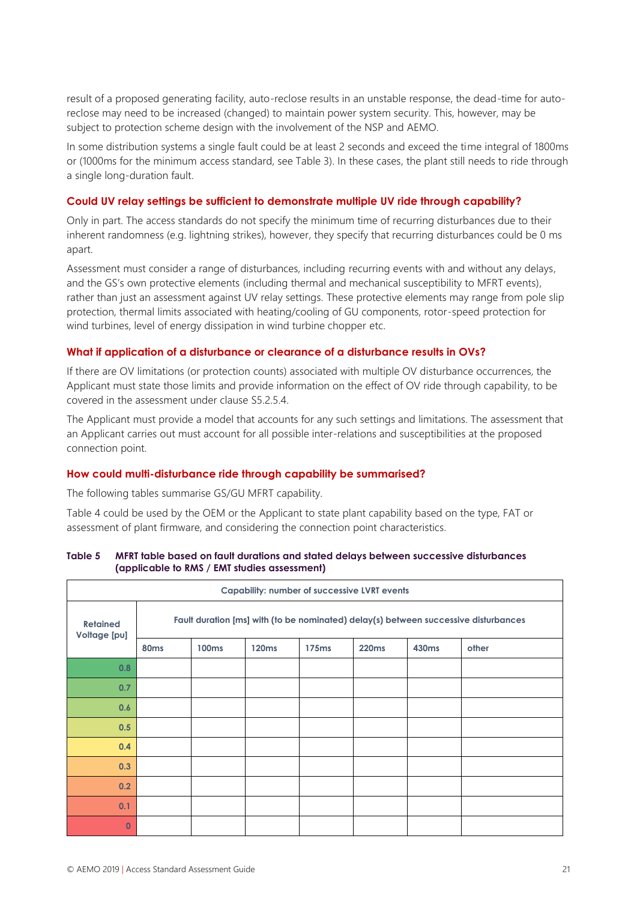result of a proposed generating facility, auto-reclose results in an unstable response, the dead-time for auto-reclose may need to be increased (changed) to maintain power system security. This, however, may be subject to protection scheme design with the involvement of the NSP and AEMO.

In some distribution systems a single fault could be at least 2 seconds and exceed the time integral of 1800ms or (1000ms for the minimum access standard, see Table 3). In these cases, the plant still needs to ride through a single long-duration fault.

### Could UV relay settings be sufficient to demonstrate multiple UV ride through capability?

Only in part. The access standards do not specify the minimum time of recurring disturbances due to their inherent randomness (e.g. lightning strikes), however, they specify that recurring disturbances could be 0 ms apart.

Assessment must consider a range of disturbances, including recurring events with and without any delays, and the GS's own protective elements (including thermal and mechanical susceptibility to MFRT events), rather than just an assessment against UV relay settings. These protective elements may range from pole slip protection, thermal limits associated with heating/cooling of GU components, rotor-speed protection for wind turbines, level of energy dissipation in wind turbine chopper etc.

### What if application of a disturbance or clearance of a disturbance results in OVs?

If there are OV limitations (or protection counts) associated with multiple OV disturbance occurrences, the Applicant must state those limits and provide information on the effect of OV ride through capability, to be covered in the assessment under clause S5.2.5.4.

The Applicant must provide a model that accounts for any such settings and limitations. The assessment that an Applicant carries out must account for all possible inter-relations and susceptibilities at the proposed connection point.

### How could multi-disturbance ride through capability be summarised?

The following tables summarise GS/GU MFRT capability.

Table 4 could be used by the OEM or the Applicant to state plant capability based on the type, FAT or assessment of plant firmware, and considering the connection point characteristics.

**Table 5 MFRT table based on fault durations and stated delays between successive disturbances (applicable to RMS / EMT studies assessment)**

| Capability: number of successive LVRT events | | | | | | | |
|---|---|---|---|---|---|---|---|
| Retained Voltage [pu] | Fault duration [ms] with (to be nominated) delay(s) between successive disturbances | | | | | | |
| | 80ms | 100ms | 120ms | 175ms | 220ms | 430ms | other |
| 0.8 | | | | | | | |
| 0.7 | | | | | | | |
| 0.6 | | | | | | | |
| 0.5 | | | | | | | |
| 0.4 | | | | | | | |
| 0.3 | | | | | | | |
| 0.2 | | | | | | | |
| 0.1 | | | | | | | |
| 0 | | | | | | | |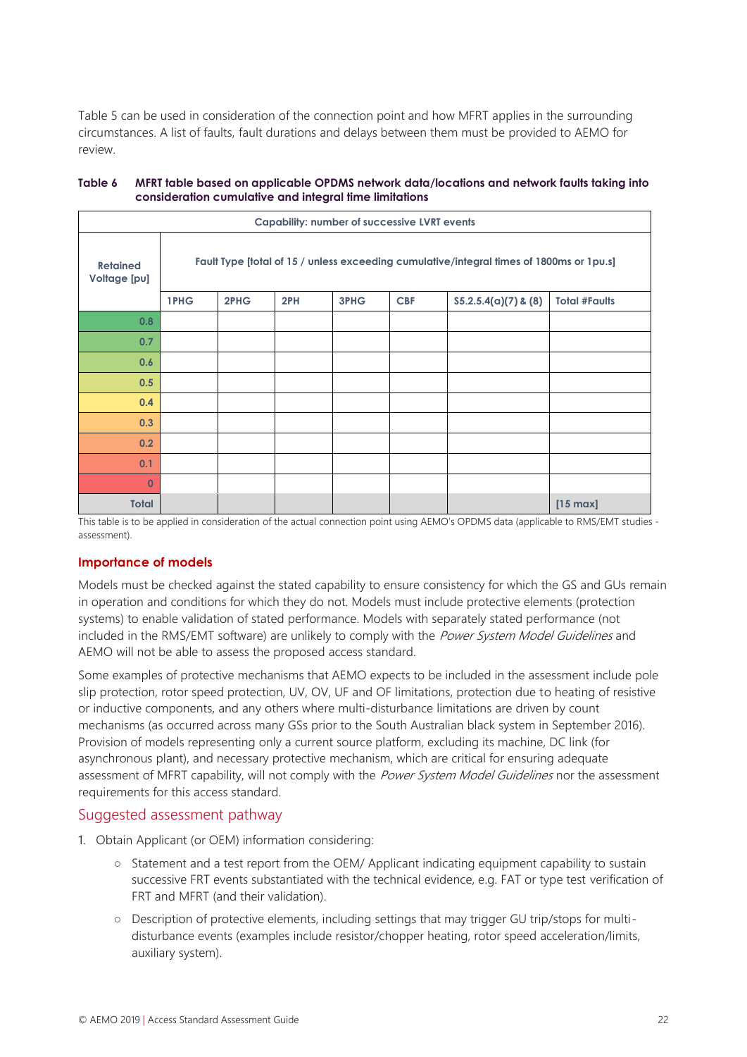Table 5 can be used in consideration of the connection point and how MFRT applies in the surrounding circumstances. A list of faults, fault durations and delays between them must be provided to AEMO for review.

**Table 6 MFRT table based on applicable OPDMS network data/locations and network faults taking into consideration cumulative and integral time limitations**

| Capability: number of successive LVRT events | | | | | | | |
|---|---|---|---|---|---|---|---|
| Retained Voltage [pu] | Fault Type [total of 15 / unless exceeding cumulative/integral times of 1800ms or 1pu.s] | | | | | | |
| | 1PHG | 2PHG | 2PH | 3PHG | CBF | S5.2.5.4(a)(7) & (8) | Total #Faults |
| 0.8 | | | | | | | |
| 0.7 | | | | | | | |
| 0.6 | | | | | | | |
| 0.5 | | | | | | | |
| 0.4 | | | | | | | |
| 0.3 | | | | | | | |
| 0.2 | | | | | | | |
| 0.1 | | | | | | | |
| 0 | | | | | | | |
| Total | | | | | | | [15 max] |

This table is to be applied in consideration of the actual connection point using AEMO's OPDMS data (applicable to RMS/EMT studies - assessment).

### Importance of models

Models must be checked against the stated capability to ensure consistency for which the GS and GUs remain in operation and conditions for which they do not. Models must include protective elements (protection systems) to enable validation of stated performance. Models with separately stated performance (not included in the RMS/EMT software) are unlikely to comply with the *Power System Model Guidelines* and AEMO will not be able to assess the proposed access standard.

Some examples of protective mechanisms that AEMO expects to be included in the assessment include pole slip protection, rotor speed protection, UV, OV, UF and OF limitations, protection due to heating of resistive or inductive components, and any others where multi-disturbance limitations are driven by count mechanisms (as occurred across many GSs prior to the South Australian black system in September 2016). Provision of models representing only a current source platform, excluding its machine, DC link (for asynchronous plant), and necessary protective mechanism, which are critical for ensuring adequate assessment of MFRT capability, will not comply with the *Power System Model Guidelines* nor the assessment requirements for this access standard.

## Suggested assessment pathway

1. Obtain Applicant (or OEM) information considering:
   - Statement and a test report from the OEM/ Applicant indicating equipment capability to sustain successive FRT events substantiated with the technical evidence, e.g. FAT or type test verification of FRT and MFRT (and their validation).
   - Description of protective elements, including settings that may trigger GU trip/stops for multi-disturbance events (examples include resistor/chopper heating, rotor speed acceleration/limits, auxiliary system).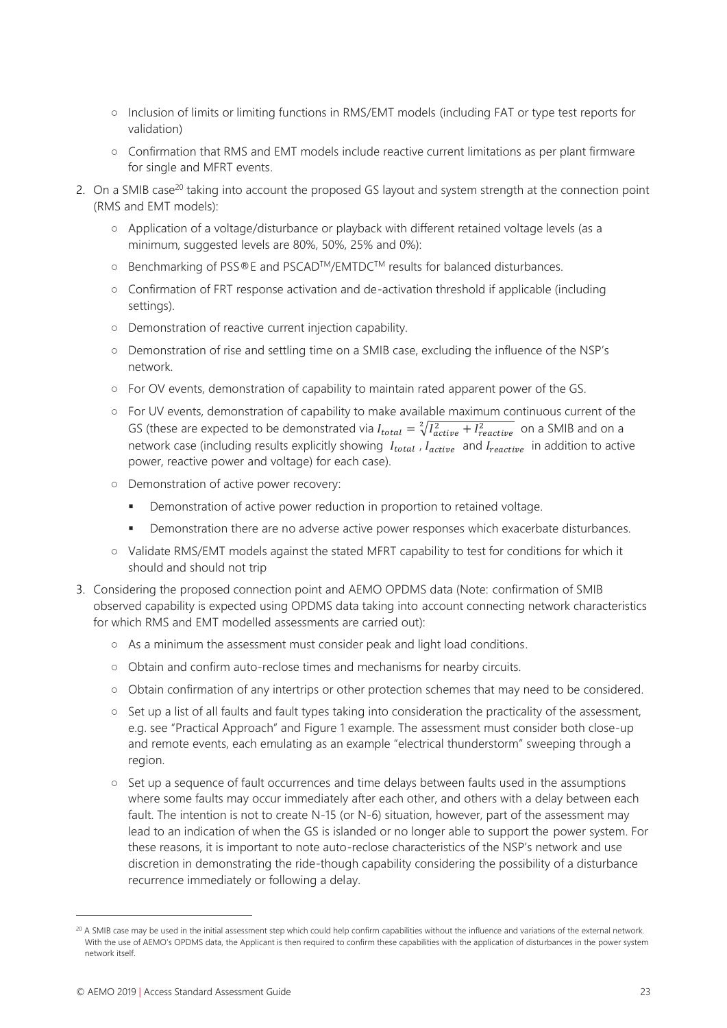- Inclusion of limits or limiting functions in RMS/EMT models (including FAT or type test reports for validation)
  - Confirmation that RMS and EMT models include reactive current limitations as per plant firmware for single and MFRT events.

2. On a SMIB case[20] taking into account the proposed GS layout and system strength at the connection point (RMS and EMT models):
   - Application of a voltage/disturbance or playback with different retained voltage levels (as a minimum, suggested levels are 80%, 50%, 25% and 0%):
   - Benchmarking of PSS®E and PSCAD™/EMTDC™ results for balanced disturbances.
   - Confirmation of FRT response activation and de-activation threshold if applicable (including settings).
   - Demonstration of reactive current injection capability.
   - Demonstration of rise and settling time on a SMIB case, excluding the influence of the NSP's network.
   - For OV events, demonstration of capability to maintain rated apparent power of the GS.
   - For UV events, demonstration of capability to make available maximum continuous current of the GS (these are expected to be demonstrated via $I_{total} = \sqrt[2]{I_{active}^2 + I_{reactive}^2}$ on a SMIB and on a network case (including results explicitly showing $I_{total}$ , $I_{active}$ and $I_{reactive}$ in addition to active power, reactive power and voltage) for each case).
   - Demonstration of active power recovery:
     - Demonstration of active power reduction in proportion to retained voltage.
     - Demonstration there are no adverse active power responses which exacerbate disturbances.
   - Validate RMS/EMT models against the stated MFRT capability to test for conditions for which it should and should not trip

3. Considering the proposed connection point and AEMO OPDMS data (Note: confirmation of SMIB observed capability is expected using OPDMS data taking into account connecting network characteristics for which RMS and EMT modelled assessments are carried out):
   - As a minimum the assessment must consider peak and light load conditions.
   - Obtain and confirm auto-reclose times and mechanisms for nearby circuits.
   - Obtain confirmation of any intertrips or other protection schemes that may need to be considered.
   - Set up a list of all faults and fault types taking into consideration the practicality of the assessment, e.g. see "Practical Approach" and Figure 1 example. The assessment must consider both close-up and remote events, each emulating as an example "electrical thunderstorm" sweeping through a region.
   - Set up a sequence of fault occurrences and time delays between faults used in the assumptions where some faults may occur immediately after each other, and others with a delay between each fault. The intention is not to create N-15 (or N-6) situation, however, part of the assessment may lead to an indication of when the GS is islanded or no longer able to support the power system. For these reasons, it is important to note auto-reclose characteristics of the NSP's network and use discretion in demonstrating the ride-though capability considering the possibility of a disturbance recurrence immediately or following a delay.

[20] A SMIB case may be used in the initial assessment step which could help confirm capabilities without the influence and variations of the external network. With the use of AEMO's OPDMS data, the Applicant is then required to confirm these capabilities with the application of disturbances in the power system network itself.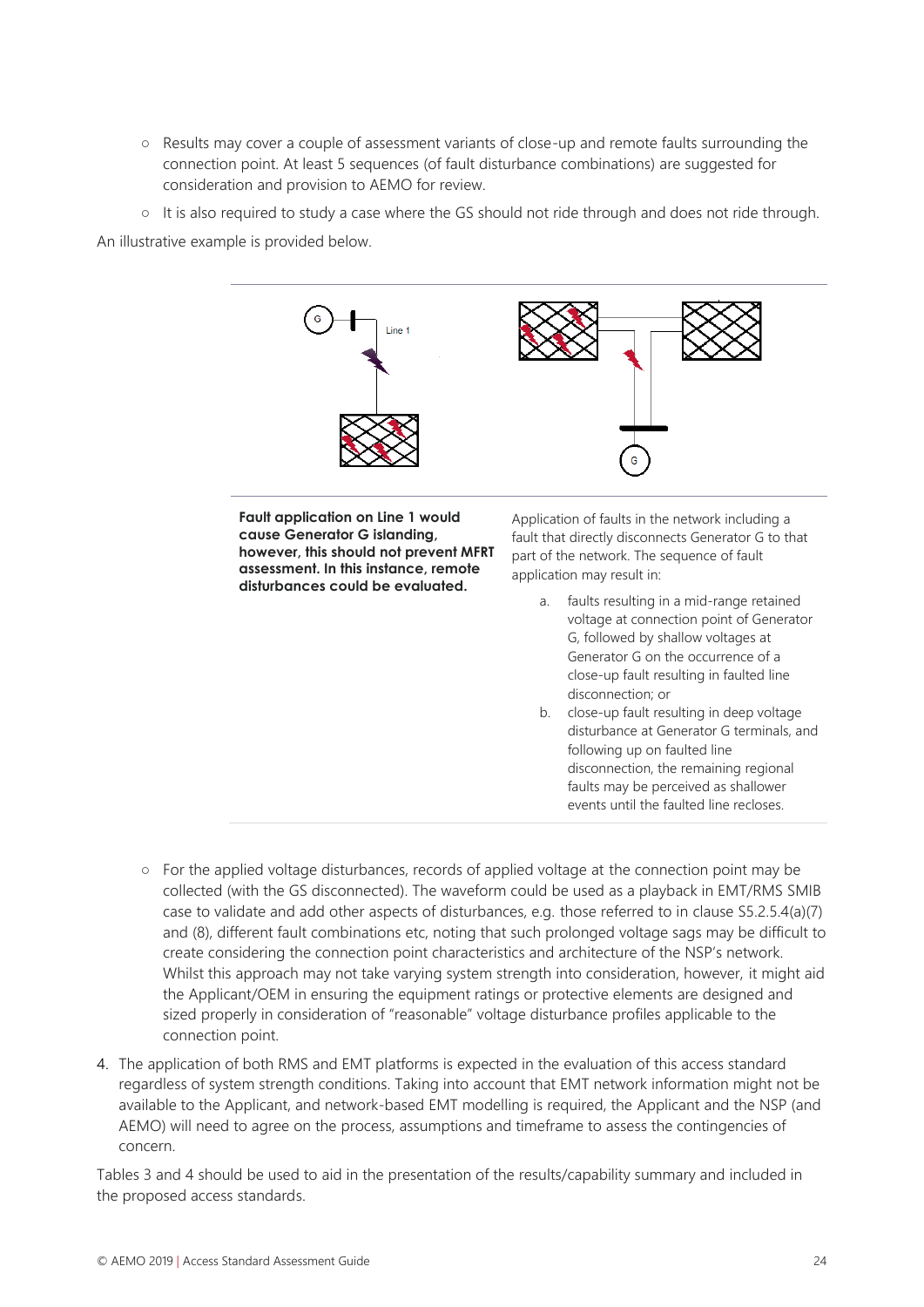- Results may cover a couple of assessment variants of close-up and remote faults surrounding the connection point. At least 5 sequences (of fault disturbance combinations) are suggested for consideration and provision to AEMO for review.
   - It is also required to study a case where the GS should not ride through and does not ride through.

An illustrative example is provided below.

**Fault application on Line 1 would cause Generator G islanding, however, this should not prevent MFRT assessment. In this instance, remote disturbances could be evaluated.**

Application of faults in the network including a fault that directly disconnects Generator G to that part of the network. The sequence of fault application may result in:

a. faults resulting in a mid-range retained voltage at connection point of Generator G, followed by shallow voltages at Generator G on the occurrence of a close-up fault resulting in faulted line disconnection; or

b. close-up fault resulting in deep voltage disturbance at Generator G terminals, and following up on faulted line disconnection, the remaining regional faults may be perceived as shallower events until the faulted line recloses.

   - For the applied voltage disturbances, records of applied voltage at the connection point may be collected (with the GS disconnected). The waveform could be used as a playback in EMT/RMS SMIB case to validate and add other aspects of disturbances, e.g. those referred to in clause S5.2.5.4(a)(7) and (8), different fault combinations etc, noting that such prolonged voltage sags may be difficult to create considering the connection point characteristics and architecture of the NSP's network. Whilst this approach may not take varying system strength into consideration, however, it might aid the Applicant/OEM in ensuring the equipment ratings or protective elements are designed and sized properly in consideration of "reasonable" voltage disturbance profiles applicable to the connection point.

4. The application of both RMS and EMT platforms is expected in the evaluation of this access standard regardless of system strength conditions. Taking into account that EMT network information might not be available to the Applicant, and network-based EMT modelling is required, the Applicant and the NSP (and AEMO) will need to agree on the process, assumptions and timeframe to assess the contingencies of concern.

Tables 3 and 4 should be used to aid in the presentation of the results/capability summary and included in the proposed access standards.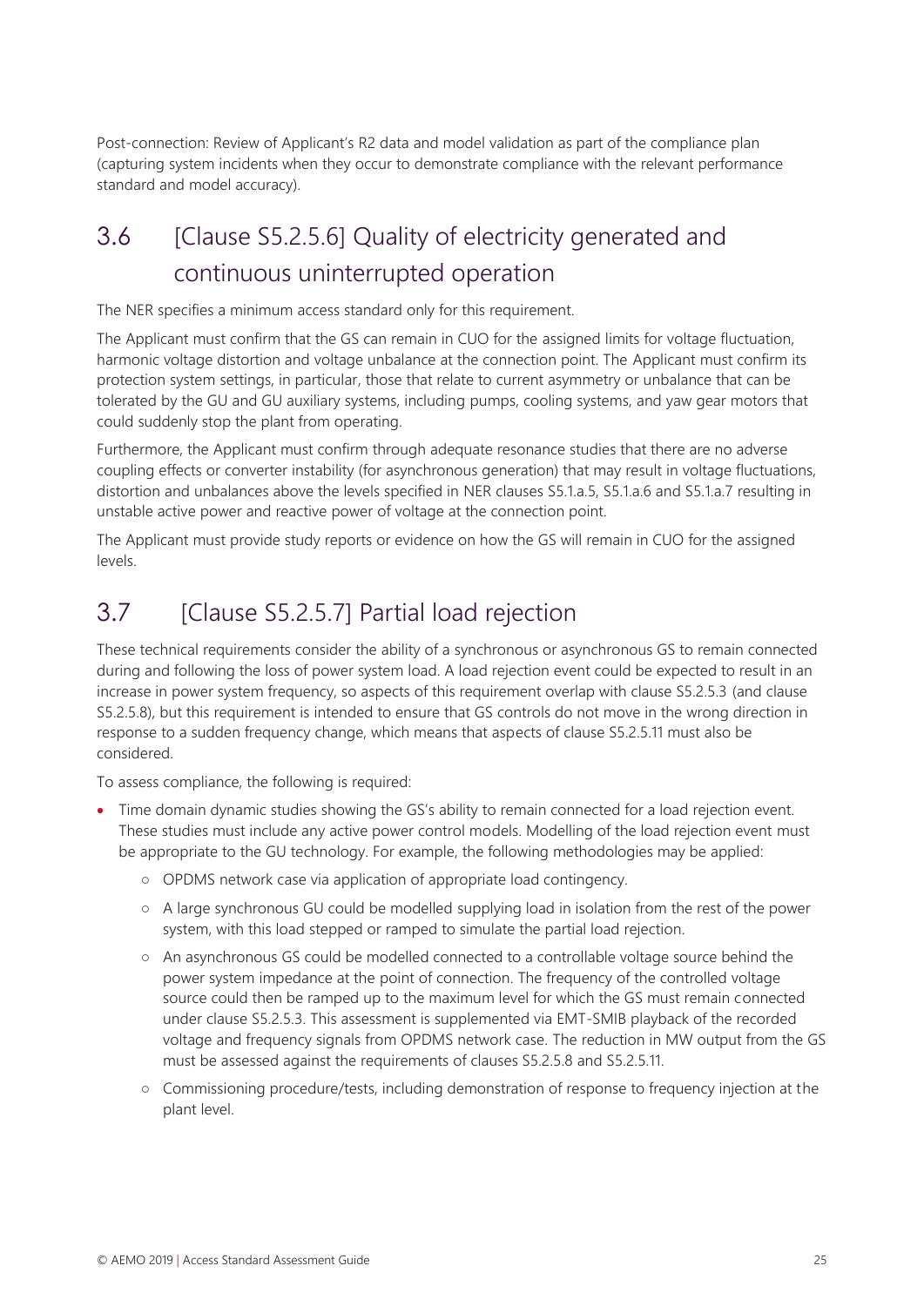Post-connection: Review of Applicant's R2 data and model validation as part of the compliance plan (capturing system incidents when they occur to demonstrate compliance with the relevant performance standard and model accuracy).

## 3.6 [Clause S5.2.5.6] Quality of electricity generated and continuous uninterrupted operation

The NER specifies a minimum access standard only for this requirement.

The Applicant must confirm that the GS can remain in CUO for the assigned limits for voltage fluctuation, harmonic voltage distortion and voltage unbalance at the connection point. The Applicant must confirm its protection system settings, in particular, those that relate to current asymmetry or unbalance that can be tolerated by the GU and GU auxiliary systems, including pumps, cooling systems, and yaw gear motors that could suddenly stop the plant from operating.

Furthermore, the Applicant must confirm through adequate resonance studies that there are no adverse coupling effects or converter instability (for asynchronous generation) that may result in voltage fluctuations, distortion and unbalances above the levels specified in NER clauses S5.1.a.5, S5.1.a.6 and S5.1.a.7 resulting in unstable active power and reactive power of voltage at the connection point.

The Applicant must provide study reports or evidence on how the GS will remain in CUO for the assigned levels.

## 3.7 [Clause S5.2.5.7] Partial load rejection

These technical requirements consider the ability of a synchronous or asynchronous GS to remain connected during and following the loss of power system load. A load rejection event could be expected to result in an increase in power system frequency, so aspects of this requirement overlap with clause S5.2.5.3 (and clause S5.2.5.8), but this requirement is intended to ensure that GS controls do not move in the wrong direction in response to a sudden frequency change, which means that aspects of clause S5.2.5.11 must also be considered.

To assess compliance, the following is required:

- Time domain dynamic studies showing the GS's ability to remain connected for a load rejection event. These studies must include any active power control models. Modelling of the load rejection event must be appropriate to the GU technology. For example, the following methodologies may be applied:
  - OPDMS network case via application of appropriate load contingency.
  - A large synchronous GU could be modelled supplying load in isolation from the rest of the power system, with this load stepped or ramped to simulate the partial load rejection.
  - An asynchronous GS could be modelled connected to a controllable voltage source behind the power system impedance at the point of connection. The frequency of the controlled voltage source could then be ramped up to the maximum level for which the GS must remain connected under clause S5.2.5.3. This assessment is supplemented via EMT-SMIB playback of the recorded voltage and frequency signals from OPDMS network case. The reduction in MW output from the GS must be assessed against the requirements of clauses S5.2.5.8 and S5.2.5.11.
  - Commissioning procedure/tests, including demonstration of response to frequency injection at the plant level.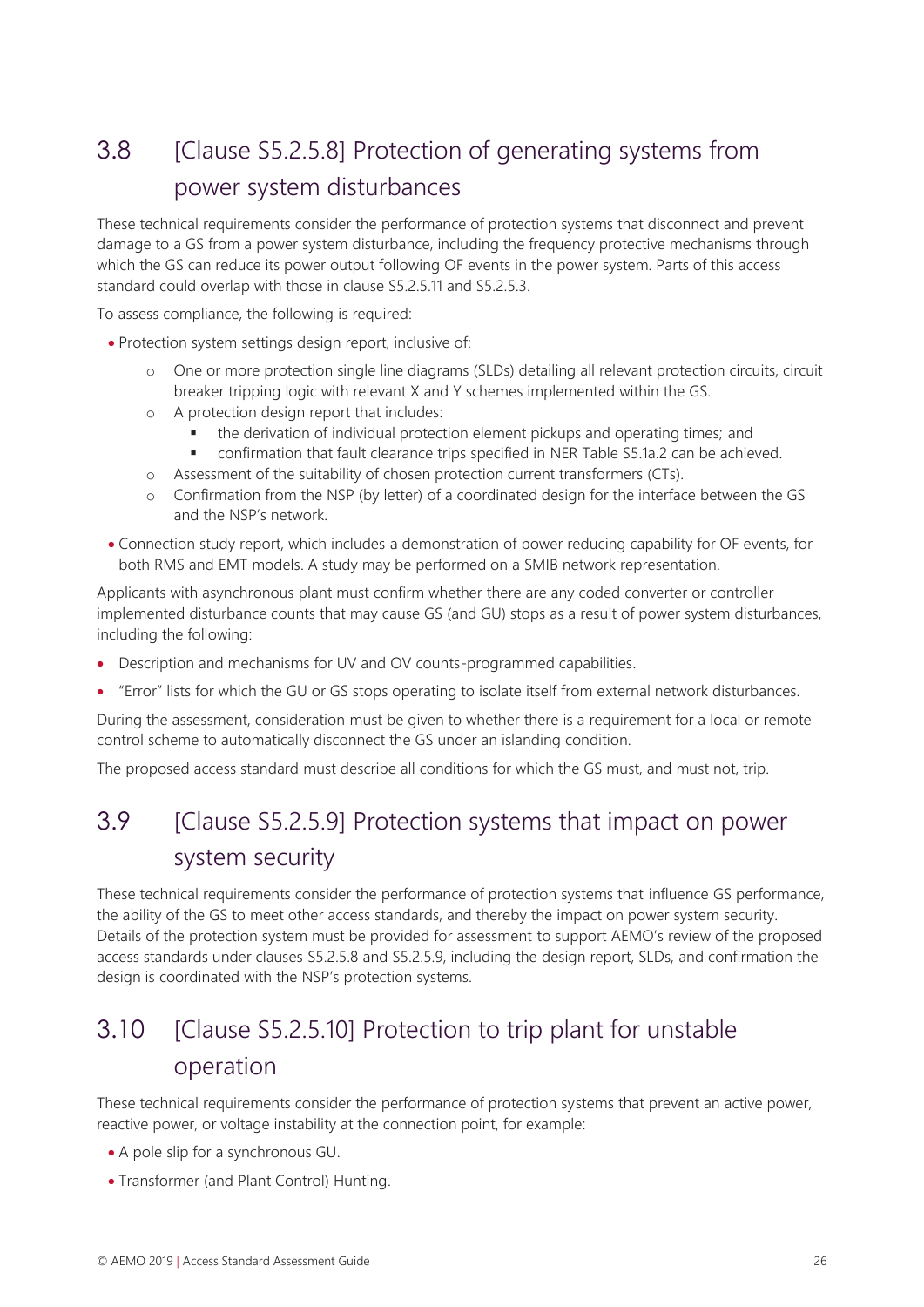## 3.8 [Clause S5.2.5.8] Protection of generating systems from power system disturbances

These technical requirements consider the performance of protection systems that disconnect and prevent damage to a GS from a power system disturbance, including the frequency protective mechanisms through which the GS can reduce its power output following OF events in the power system. Parts of this access standard could overlap with those in clause S5.2.5.11 and S5.2.5.3.

To assess compliance, the following is required:

- Protection system settings design report, inclusive of:
  - One or more protection single line diagrams (SLDs) detailing all relevant protection circuits, circuit breaker tripping logic with relevant X and Y schemes implemented within the GS.
  - A protection design report that includes:
    - the derivation of individual protection element pickups and operating times; and
    - confirmation that fault clearance trips specified in NER Table S5.1a.2 can be achieved.
  - Assessment of the suitability of chosen protection current transformers (CTs).
  - Confirmation from the NSP (by letter) of a coordinated design for the interface between the GS and the NSP's network.
- Connection study report, which includes a demonstration of power reducing capability for OF events, for both RMS and EMT models. A study may be performed on a SMIB network representation.

Applicants with asynchronous plant must confirm whether there are any coded converter or controller implemented disturbance counts that may cause GS (and GU) stops as a result of power system disturbances, including the following:

- Description and mechanisms for UV and OV counts-programmed capabilities.
- "Error" lists for which the GU or GS stops operating to isolate itself from external network disturbances.

During the assessment, consideration must be given to whether there is a requirement for a local or remote control scheme to automatically disconnect the GS under an islanding condition.

The proposed access standard must describe all conditions for which the GS must, and must not, trip.

## 3.9 [Clause S5.2.5.9] Protection systems that impact on power system security

These technical requirements consider the performance of protection systems that influence GS performance, the ability of the GS to meet other access standards, and thereby the impact on power system security. Details of the protection system must be provided for assessment to support AEMO's review of the proposed access standards under clauses S5.2.5.8 and S5.2.5.9, including the design report, SLDs, and confirmation the design is coordinated with the NSP's protection systems.

## 3.10 [Clause S5.2.5.10] Protection to trip plant for unstable operation

These technical requirements consider the performance of protection systems that prevent an active power, reactive power, or voltage instability at the connection point, for example:

- A pole slip for a synchronous GU.
- Transformer (and Plant Control) Hunting.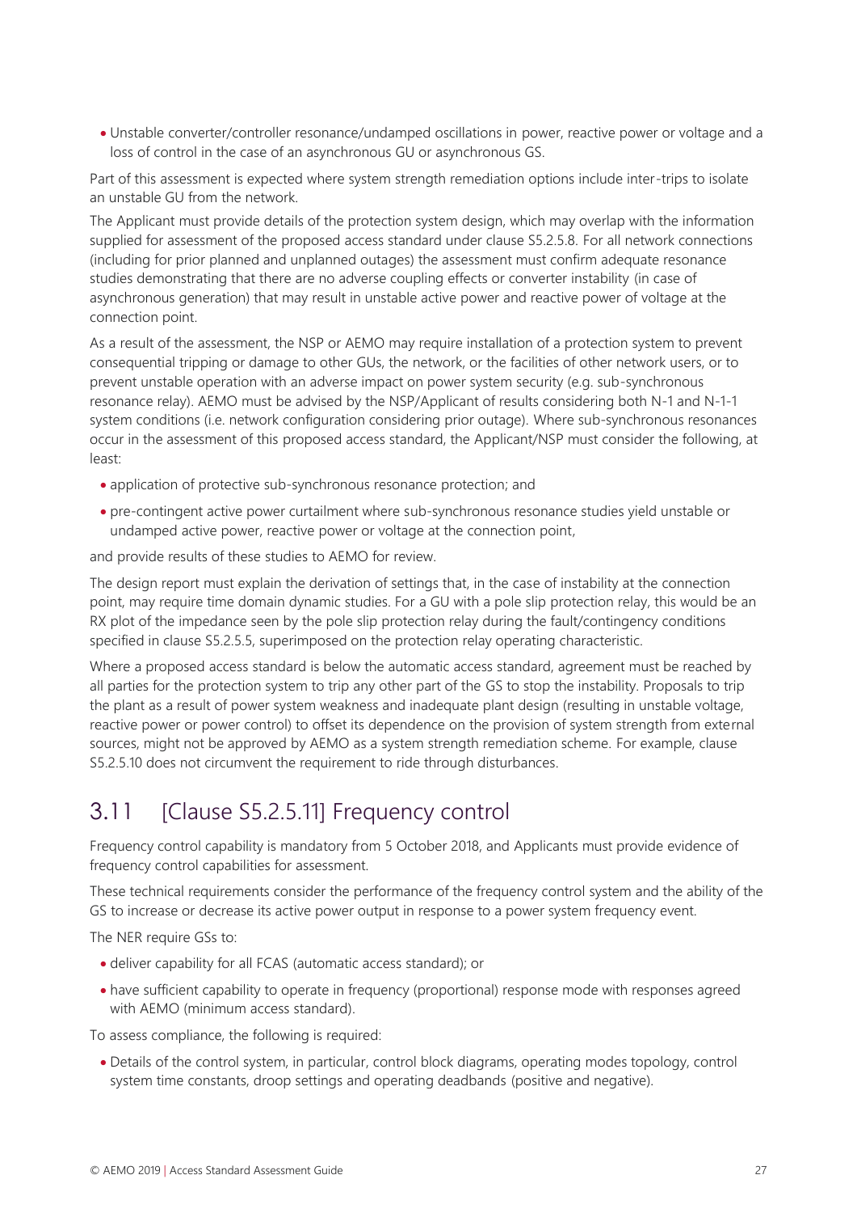- Unstable converter/controller resonance/undamped oscillations in power, reactive power or voltage and a loss of control in the case of an asynchronous GU or asynchronous GS.

Part of this assessment is expected where system strength remediation options include inter-trips to isolate an unstable GU from the network.

The Applicant must provide details of the protection system design, which may overlap with the information supplied for assessment of the proposed access standard under clause S5.2.5.8. For all network connections (including for prior planned and unplanned outages) the assessment must confirm adequate resonance studies demonstrating that there are no adverse coupling effects or converter instability (in case of asynchronous generation) that may result in unstable active power and reactive power of voltage at the connection point.

As a result of the assessment, the NSP or AEMO may require installation of a protection system to prevent consequential tripping or damage to other GUs, the network, or the facilities of other network users, or to prevent unstable operation with an adverse impact on power system security (e.g. sub-synchronous resonance relay). AEMO must be advised by the NSP/Applicant of results considering both N-1 and N-1-1 system conditions (i.e. network configuration considering prior outage). Where sub-synchronous resonances occur in the assessment of this proposed access standard, the Applicant/NSP must consider the following, at least:

- application of protective sub-synchronous resonance protection; and
- pre-contingent active power curtailment where sub-synchronous resonance studies yield unstable or undamped active power, reactive power or voltage at the connection point,

and provide results of these studies to AEMO for review.

The design report must explain the derivation of settings that, in the case of instability at the connection point, may require time domain dynamic studies. For a GU with a pole slip protection relay, this would be an RX plot of the impedance seen by the pole slip protection relay during the fault/contingency conditions specified in clause S5.2.5.5, superimposed on the protection relay operating characteristic.

Where a proposed access standard is below the automatic access standard, agreement must be reached by all parties for the protection system to trip any other part of the GS to stop the instability. Proposals to trip the plant as a result of power system weakness and inadequate plant design (resulting in unstable voltage, reactive power or power control) to offset its dependence on the provision of system strength from external sources, might not be approved by AEMO as a system strength remediation scheme. For example, clause S5.2.5.10 does not circumvent the requirement to ride through disturbances.

## 3.11 [Clause S5.2.5.11] Frequency control

Frequency control capability is mandatory from 5 October 2018, and Applicants must provide evidence of frequency control capabilities for assessment.

These technical requirements consider the performance of the frequency control system and the ability of the GS to increase or decrease its active power output in response to a power system frequency event.

The NER require GSs to:

- deliver capability for all FCAS (automatic access standard); or
- have sufficient capability to operate in frequency (proportional) response mode with responses agreed with AEMO (minimum access standard).

To assess compliance, the following is required:

- Details of the control system, in particular, control block diagrams, operating modes topology, control system time constants, droop settings and operating deadbands (positive and negative).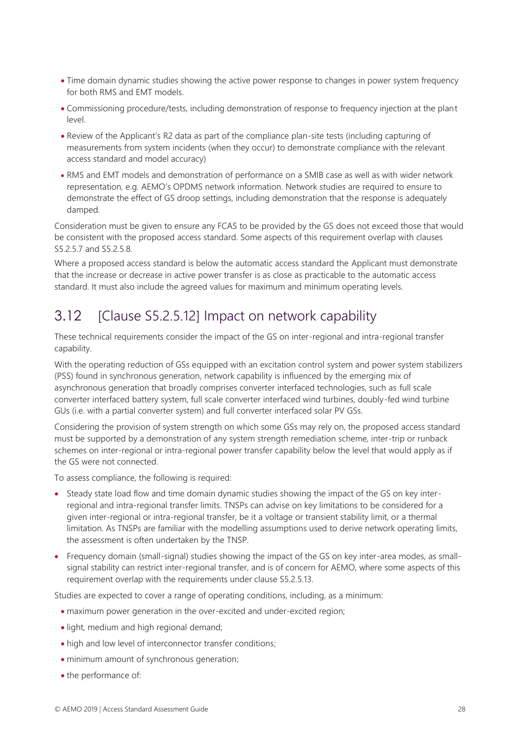- Time domain dynamic studies showing the active power response to changes in power system frequency for both RMS and EMT models.
- Commissioning procedure/tests, including demonstration of response to frequency injection at the plant level.
- Review of the Applicant's R2 data as part of the compliance plan-site tests (including capturing of measurements from system incidents (when they occur) to demonstrate compliance with the relevant access standard and model accuracy)
- RMS and EMT models and demonstration of performance on a SMIB case as well as with wider network representation, e.g. AEMO's OPDMS network information. Network studies are required to ensure to demonstrate the effect of GS droop settings, including demonstration that the response is adequately damped.

Consideration must be given to ensure any FCAS to be provided by the GS does not exceed those that would be consistent with the proposed access standard. Some aspects of this requirement overlap with clauses S5.2.5.7 and S5.2.5.8.

Where a proposed access standard is below the automatic access standard the Applicant must demonstrate that the increase or decrease in active power transfer is as close as practicable to the automatic access standard. It must also include the agreed values for maximum and minimum operating levels.

## 3.12 [Clause S5.2.5.12] Impact on network capability

These technical requirements consider the impact of the GS on inter-regional and intra-regional transfer capability.

With the operating reduction of GSs equipped with an excitation control system and power system stabilizers (PSS) found in synchronous generation, network capability is influenced by the emerging mix of asynchronous generation that broadly comprises converter interfaced technologies, such as full scale converter interfaced battery system, full scale converter interfaced wind turbines, doubly-fed wind turbine GUs (i.e. with a partial converter system) and full converter interfaced solar PV GSs.

Considering the provision of system strength on which some GSs may rely on, the proposed access standard must be supported by a demonstration of any system strength remediation scheme, inter-trip or runback schemes on inter-regional or intra-regional power transfer capability below the level that would apply as if the GS were not connected.

To assess compliance, the following is required:

- Steady state load flow and time domain dynamic studies showing the impact of the GS on key inter-regional and intra-regional transfer limits. TNSPs can advise on key limitations to be considered for a given inter-regional or intra-regional transfer, be it a voltage or transient stability limit, or a thermal limitation. As TNSPs are familiar with the modelling assumptions used to derive network operating limits, the assessment is often undertaken by the TNSP.
- Frequency domain (small-signal) studies showing the impact of the GS on key inter-area modes, as small-signal stability can restrict inter-regional transfer, and is of concern for AEMO, where some aspects of this requirement overlap with the requirements under clause S5.2.5.13.

Studies are expected to cover a range of operating conditions, including, as a minimum:

- maximum power generation in the over-excited and under-excited region;
- light, medium and high regional demand;
- high and low level of interconnector transfer conditions;
- minimum amount of synchronous generation;
- the performance of: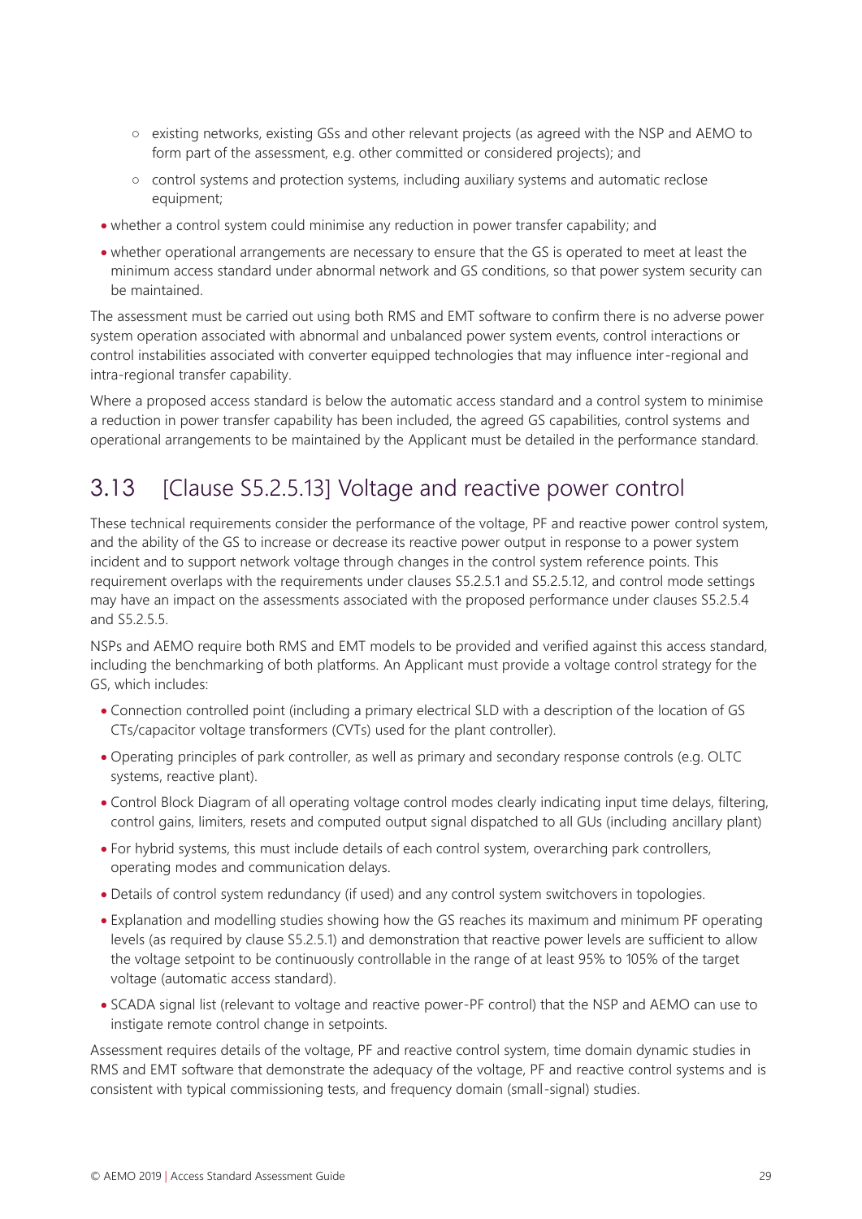- existing networks, existing GSs and other relevant projects (as agreed with the NSP and AEMO to form part of the assessment, e.g. other committed or considered projects); and
  - control systems and protection systems, including auxiliary systems and automatic reclose equipment;
- whether a control system could minimise any reduction in power transfer capability; and
- whether operational arrangements are necessary to ensure that the GS is operated to meet at least the minimum access standard under abnormal network and GS conditions, so that power system security can be maintained.

The assessment must be carried out using both RMS and EMT software to confirm there is no adverse power system operation associated with abnormal and unbalanced power system events, control interactions or control instabilities associated with converter equipped technologies that may influence inter-regional and intra-regional transfer capability.

Where a proposed access standard is below the automatic access standard and a control system to minimise a reduction in power transfer capability has been included, the agreed GS capabilities, control systems and operational arrangements to be maintained by the Applicant must be detailed in the performance standard.

## 3.13 [Clause S5.2.5.13] Voltage and reactive power control

These technical requirements consider the performance of the voltage, PF and reactive power control system, and the ability of the GS to increase or decrease its reactive power output in response to a power system incident and to support network voltage through changes in the control system reference points. This requirement overlaps with the requirements under clauses S5.2.5.1 and S5.2.5.12, and control mode settings may have an impact on the assessments associated with the proposed performance under clauses S5.2.5.4 and S5.2.5.5.

NSPs and AEMO require both RMS and EMT models to be provided and verified against this access standard, including the benchmarking of both platforms. An Applicant must provide a voltage control strategy for the GS, which includes:

- Connection controlled point (including a primary electrical SLD with a description of the location of GS CTs/capacitor voltage transformers (CVTs) used for the plant controller).
- Operating principles of park controller, as well as primary and secondary response controls (e.g. OLTC systems, reactive plant).
- Control Block Diagram of all operating voltage control modes clearly indicating input time delays, filtering, control gains, limiters, resets and computed output signal dispatched to all GUs (including ancillary plant)
- For hybrid systems, this must include details of each control system, overarching park controllers, operating modes and communication delays.
- Details of control system redundancy (if used) and any control system switchovers in topologies.
- Explanation and modelling studies showing how the GS reaches its maximum and minimum PF operating levels (as required by clause S5.2.5.1) and demonstration that reactive power levels are sufficient to allow the voltage setpoint to be continuously controllable in the range of at least 95% to 105% of the target voltage (automatic access standard).
- SCADA signal list (relevant to voltage and reactive power-PF control) that the NSP and AEMO can use to instigate remote control change in setpoints.

Assessment requires details of the voltage, PF and reactive control system, time domain dynamic studies in RMS and EMT software that demonstrate the adequacy of the voltage, PF and reactive control systems and is consistent with typical commissioning tests, and frequency domain (small-signal) studies.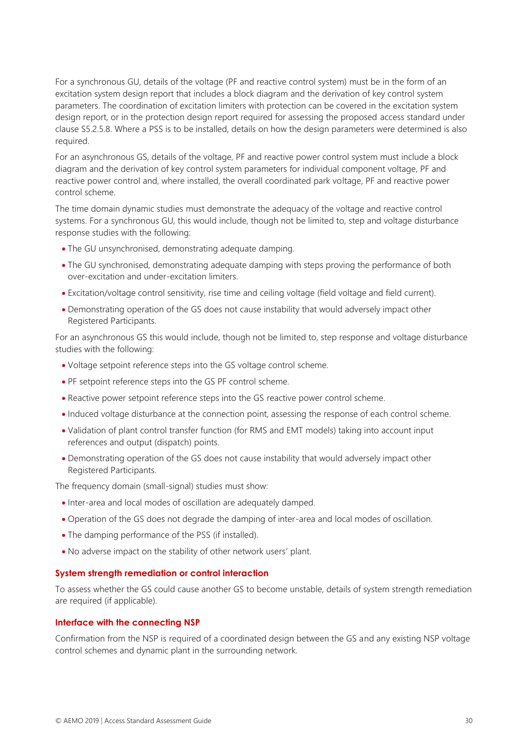For a synchronous GU, details of the voltage (PF and reactive control system) must be in the form of an excitation system design report that includes a block diagram and the derivation of key control system parameters. The coordination of excitation limiters with protection can be covered in the excitation system design report, or in the protection design report required for assessing the proposed access standard under clause S5.2.5.8. Where a PSS is to be installed, details on how the design parameters were determined is also required.

For an asynchronous GS, details of the voltage, PF and reactive power control system must include a block diagram and the derivation of key control system parameters for individual component voltage, PF and reactive power control and, where installed, the overall coordinated park voltage, PF and reactive power control scheme.

The time domain dynamic studies must demonstrate the adequacy of the voltage and reactive control systems. For a synchronous GU, this would include, though not be limited to, step and voltage disturbance response studies with the following:

- The GU unsynchronised, demonstrating adequate damping.
- The GU synchronised, demonstrating adequate damping with steps proving the performance of both over-excitation and under-excitation limiters.
- Excitation/voltage control sensitivity, rise time and ceiling voltage (field voltage and field current).
- Demonstrating operation of the GS does not cause instability that would adversely impact other Registered Participants.

For an asynchronous GS this would include, though not be limited to, step response and voltage disturbance studies with the following:

- Voltage setpoint reference steps into the GS voltage control scheme.
- PF setpoint reference steps into the GS PF control scheme.
- Reactive power setpoint reference steps into the GS reactive power control scheme.
- Induced voltage disturbance at the connection point, assessing the response of each control scheme.
- Validation of plant control transfer function (for RMS and EMT models) taking into account input references and output (dispatch) points.
- Demonstrating operation of the GS does not cause instability that would adversely impact other Registered Participants.

The frequency domain (small-signal) studies must show:

- Inter-area and local modes of oscillation are adequately damped.
- Operation of the GS does not degrade the damping of inter-area and local modes of oscillation.
- The damping performance of the PSS (if installed).
- No adverse impact on the stability of other network users' plant.

#### System strength remediation or control interaction

To assess whether the GS could cause another GS to become unstable, details of system strength remediation are required (if applicable).

#### Interface with the connecting NSP

Confirmation from the NSP is required of a coordinated design between the GS and any existing NSP voltage control schemes and dynamic plant in the surrounding network.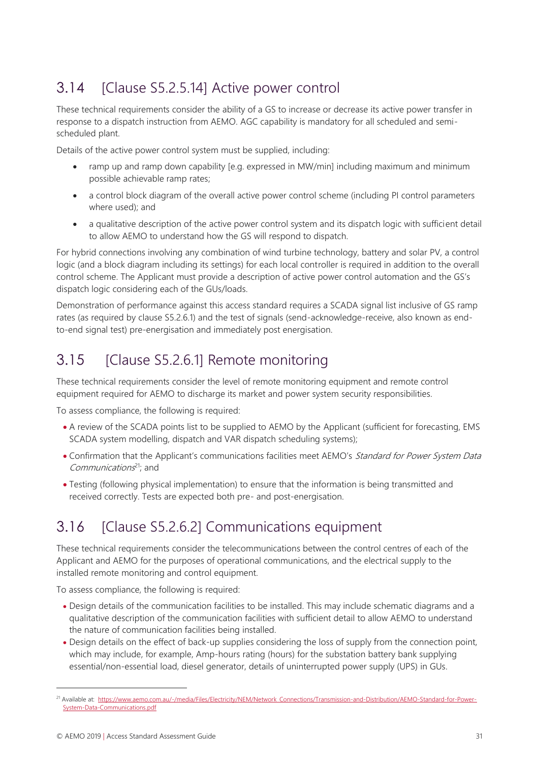## 3.14 [Clause S5.2.5.14] Active power control

These technical requirements consider the ability of a GS to increase or decrease its active power transfer in response to a dispatch instruction from AEMO. AGC capability is mandatory for all scheduled and semi-scheduled plant.

Details of the active power control system must be supplied, including:

- ramp up and ramp down capability [e.g. expressed in MW/min] including maximum and minimum possible achievable ramp rates;
- a control block diagram of the overall active power control scheme (including PI control parameters where used); and
- a qualitative description of the active power control system and its dispatch logic with sufficient detail to allow AEMO to understand how the GS will respond to dispatch.

For hybrid connections involving any combination of wind turbine technology, battery and solar PV, a control logic (and a block diagram including its settings) for each local controller is required in addition to the overall control scheme. The Applicant must provide a description of active power control automation and the GS's dispatch logic considering each of the GUs/loads.

Demonstration of performance against this access standard requires a SCADA signal list inclusive of GS ramp rates (as required by clause S5.2.6.1) and the test of signals (send-acknowledge-receive, also known as end-to-end signal test) pre-energisation and immediately post energisation.

## 3.15 [Clause S5.2.6.1] Remote monitoring

These technical requirements consider the level of remote monitoring equipment and remote control equipment required for AEMO to discharge its market and power system security responsibilities.

To assess compliance, the following is required:

- A review of the SCADA points list to be supplied to AEMO by the Applicant (sufficient for forecasting, EMS SCADA system modelling, dispatch and VAR dispatch scheduling systems);
- Confirmation that the Applicant's communications facilities meet AEMO's *Standard for Power System Data Communications*[21]; and
- Testing (following physical implementation) to ensure that the information is being transmitted and received correctly. Tests are expected both pre- and post-energisation.

## 3.16 [Clause S5.2.6.2] Communications equipment

These technical requirements consider the telecommunications between the control centres of each of the Applicant and AEMO for the purposes of operational communications, and the electrical supply to the installed remote monitoring and control equipment.

To assess compliance, the following is required:

- Design details of the communication facilities to be installed. This may include schematic diagrams and a qualitative description of the communication facilities with sufficient detail to allow AEMO to understand the nature of communication facilities being installed.
- Design details on the effect of back-up supplies considering the loss of supply from the connection point, which may include, for example, Amp-hours rating (hours) for the substation battery bank supplying essential/non-essential load, diesel generator, details of uninterrupted power supply (UPS) in GUs.

---

[21] Available at: https://www.aemo.com.au/-/media/Files/Electricity/NEM/Network_Connections/Transmission-and-Distribution/AEMO-Standard-for-Power-System-Data-Communications.pdf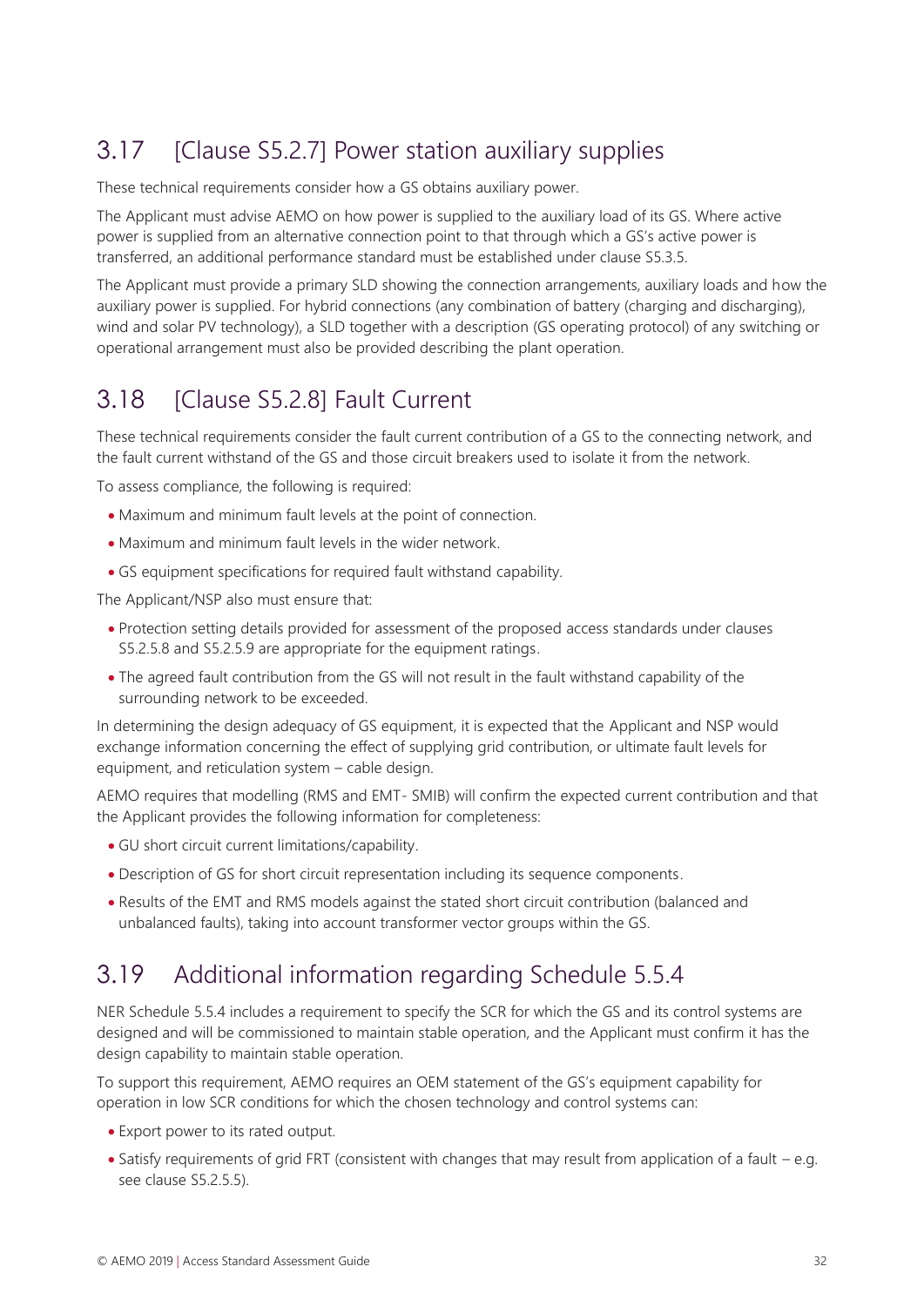## 3.17 [Clause S5.2.7] Power station auxiliary supplies

These technical requirements consider how a GS obtains auxiliary power.

The Applicant must advise AEMO on how power is supplied to the auxiliary load of its GS. Where active power is supplied from an alternative connection point to that through which a GS's active power is transferred, an additional performance standard must be established under clause S5.3.5.

The Applicant must provide a primary SLD showing the connection arrangements, auxiliary loads and how the auxiliary power is supplied. For hybrid connections (any combination of battery (charging and discharging), wind and solar PV technology), a SLD together with a description (GS operating protocol) of any switching or operational arrangement must also be provided describing the plant operation.

## 3.18 [Clause S5.2.8] Fault Current

These technical requirements consider the fault current contribution of a GS to the connecting network, and the fault current withstand of the GS and those circuit breakers used to isolate it from the network.

To assess compliance, the following is required:

- Maximum and minimum fault levels at the point of connection.
- Maximum and minimum fault levels in the wider network.
- GS equipment specifications for required fault withstand capability.

The Applicant/NSP also must ensure that:

- Protection setting details provided for assessment of the proposed access standards under clauses S5.2.5.8 and S5.2.5.9 are appropriate for the equipment ratings.
- The agreed fault contribution from the GS will not result in the fault withstand capability of the surrounding network to be exceeded.

In determining the design adequacy of GS equipment, it is expected that the Applicant and NSP would exchange information concerning the effect of supplying grid contribution, or ultimate fault levels for equipment, and reticulation system – cable design.

AEMO requires that modelling (RMS and EMT- SMIB) will confirm the expected current contribution and that the Applicant provides the following information for completeness:

- GU short circuit current limitations/capability.
- Description of GS for short circuit representation including its sequence components.
- Results of the EMT and RMS models against the stated short circuit contribution (balanced and unbalanced faults), taking into account transformer vector groups within the GS.

## 3.19 Additional information regarding Schedule 5.5.4

NER Schedule 5.5.4 includes a requirement to specify the SCR for which the GS and its control systems are designed and will be commissioned to maintain stable operation, and the Applicant must confirm it has the design capability to maintain stable operation.

To support this requirement, AEMO requires an OEM statement of the GS's equipment capability for operation in low SCR conditions for which the chosen technology and control systems can:

- Export power to its rated output.
- Satisfy requirements of grid FRT (consistent with changes that may result from application of a fault – e.g. see clause S5.2.5.5).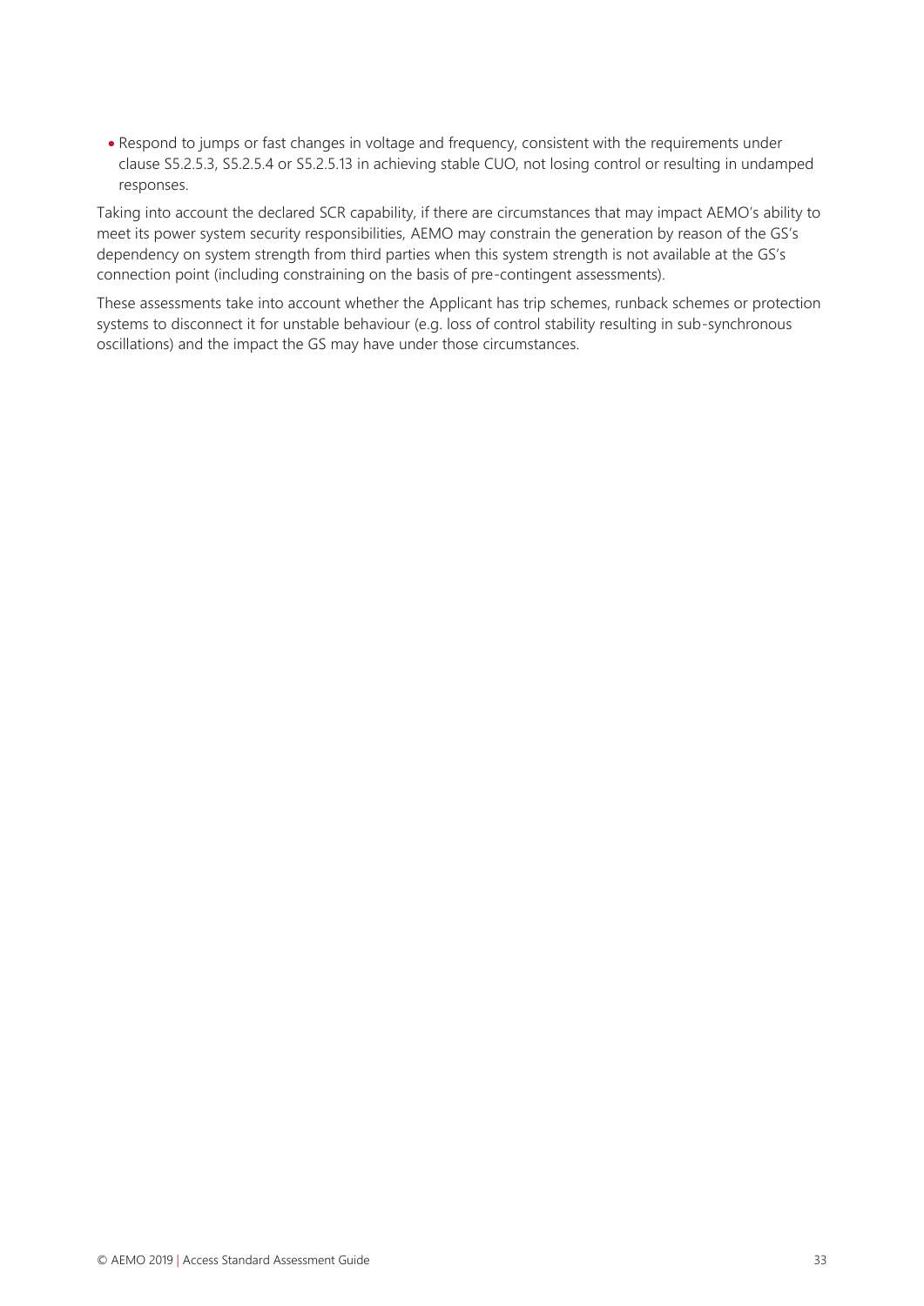- Respond to jumps or fast changes in voltage and frequency, consistent with the requirements under clause S5.2.5.3, S5.2.5.4 or S5.2.5.13 in achieving stable CUO, not losing control or resulting in undamped responses.

Taking into account the declared SCR capability, if there are circumstances that may impact AEMO's ability to meet its power system security responsibilities, AEMO may constrain the generation by reason of the GS's dependency on system strength from third parties when this system strength is not available at the GS's connection point (including constraining on the basis of pre-contingent assessments).

These assessments take into account whether the Applicant has trip schemes, runback schemes or protection systems to disconnect it for unstable behaviour (e.g. loss of control stability resulting in sub-synchronous oscillations) and the impact the GS may have under those circumstances.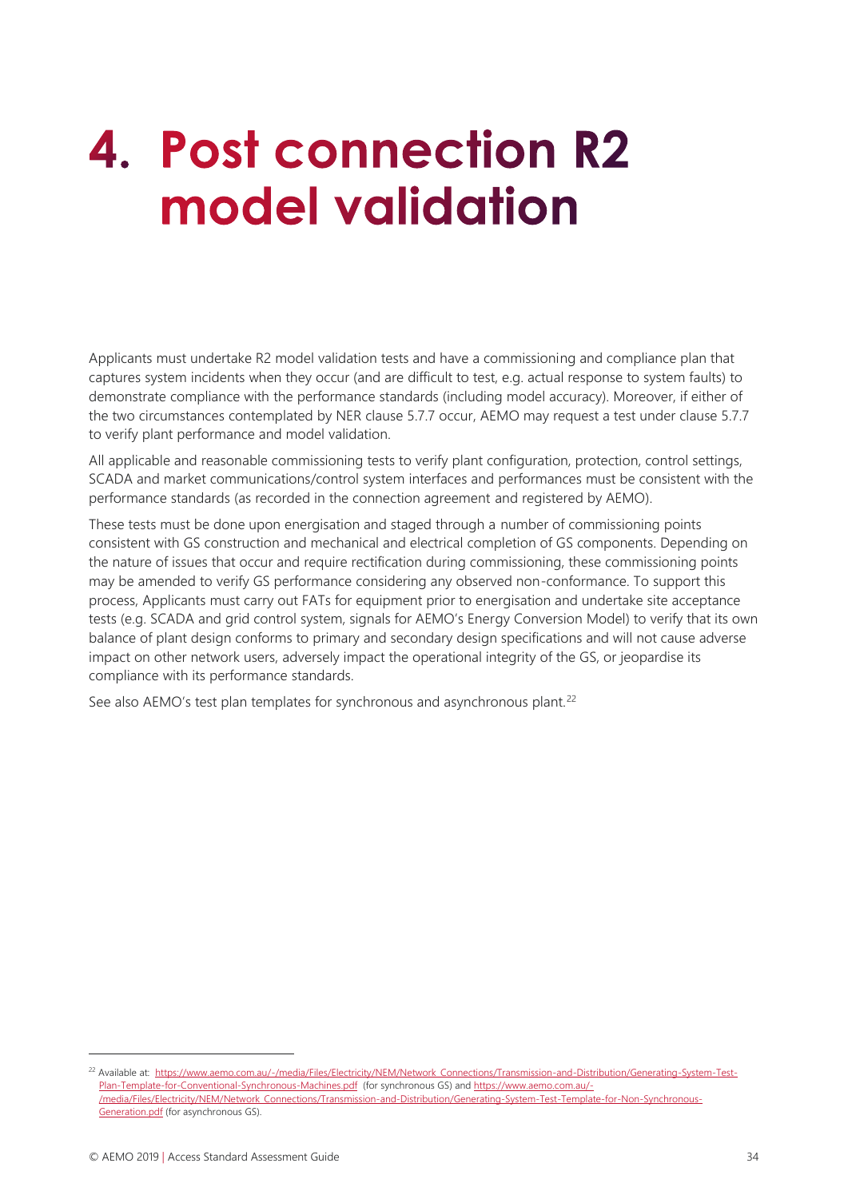# 4. Post connection R2 model validation

Applicants must undertake R2 model validation tests and have a commissioning and compliance plan that captures system incidents when they occur (and are difficult to test, e.g. actual response to system faults) to demonstrate compliance with the performance standards (including model accuracy). Moreover, if either of the two circumstances contemplated by NER clause 5.7.7 occur, AEMO may request a test under clause 5.7.7 to verify plant performance and model validation.

All applicable and reasonable commissioning tests to verify plant configuration, protection, control settings, SCADA and market communications/control system interfaces and performances must be consistent with the performance standards (as recorded in the connection agreement and registered by AEMO).

These tests must be done upon energisation and staged through a number of commissioning points consistent with GS construction and mechanical and electrical completion of GS components. Depending on the nature of issues that occur and require rectification during commissioning, these commissioning points may be amended to verify GS performance considering any observed non-conformance. To support this process, Applicants must carry out FATs for equipment prior to energisation and undertake site acceptance tests (e.g. SCADA and grid control system, signals for AEMO's Energy Conversion Model) to verify that its own balance of plant design conforms to primary and secondary design specifications and will not cause adverse impact on other network users, adversely impact the operational integrity of the GS, or jeopardise its compliance with its performance standards.

See also AEMO's test plan templates for synchronous and asynchronous plant.[22]

---

[22] Available at: https://www.aemo.com.au/-/media/Files/Electricity/NEM/Network_Connections/Transmission-and-Distribution/Generating-System-Test-Plan-Template-for-Conventional-Synchronous-Machines.pdf (for synchronous GS) and https://www.aemo.com.au/-/media/Files/Electricity/NEM/Network_Connections/Transmission-and-Distribution/Generating-System-Test-Template-for-Non-Synchronous-Generation.pdf (for asynchronous GS).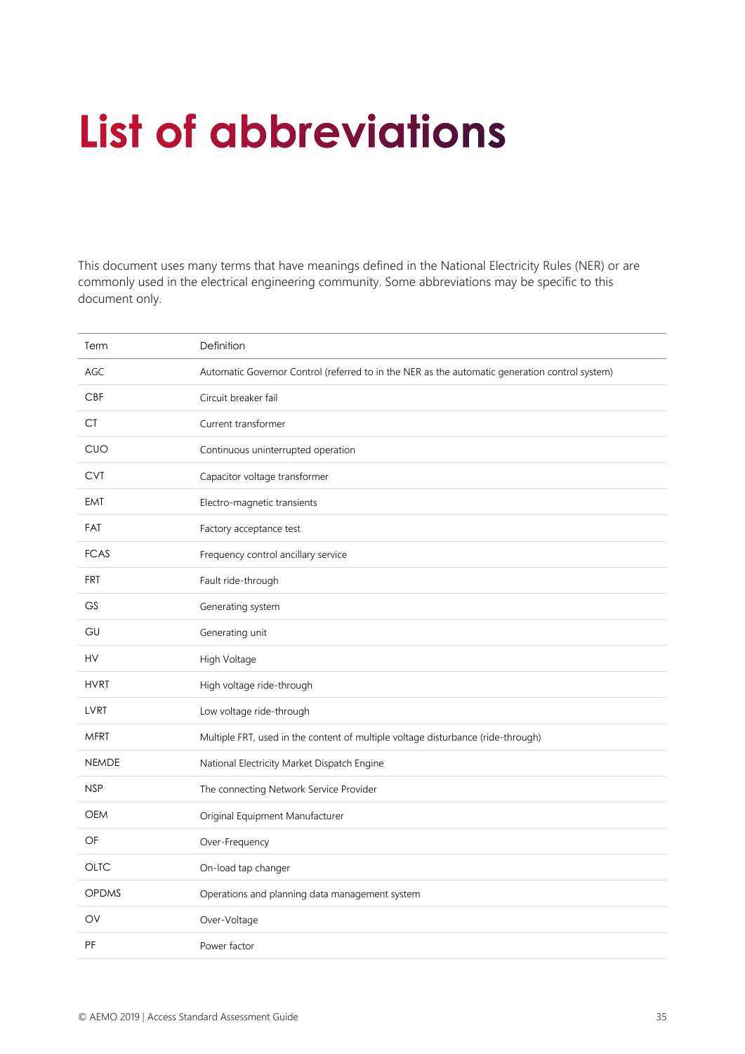# List of abbreviations

This document uses many terms that have meanings defined in the National Electricity Rules (NER) or are commonly used in the electrical engineering community. Some abbreviations may be specific to this document only.

| Term | Definition |
|---|---|
| AGC | Automatic Governor Control (referred to in the NER as the automatic generation control system) |
| CBF | Circuit breaker fail |
| CT | Current transformer |
| CUO | Continuous uninterrupted operation |
| CVT | Capacitor voltage transformer |
| EMT | Electro-magnetic transients |
| FAT | Factory acceptance test |
| FCAS | Frequency control ancillary service |
| FRT | Fault ride-through |
| GS | Generating system |
| GU | Generating unit |
| HV | High Voltage |
| HVRT | High voltage ride-through |
| LVRT | Low voltage ride-through |
| MFRT | Multiple FRT, used in the content of multiple voltage disturbance (ride-through) |
| NEMDE | National Electricity Market Dispatch Engine |
| NSP | The connecting Network Service Provider |
| OEM | Original Equipment Manufacturer |
| OF | Over-Frequency |
| OLTC | On-load tap changer |
| OPDMS | Operations and planning data management system |
| OV | Over-Voltage |
| PF | Power factor |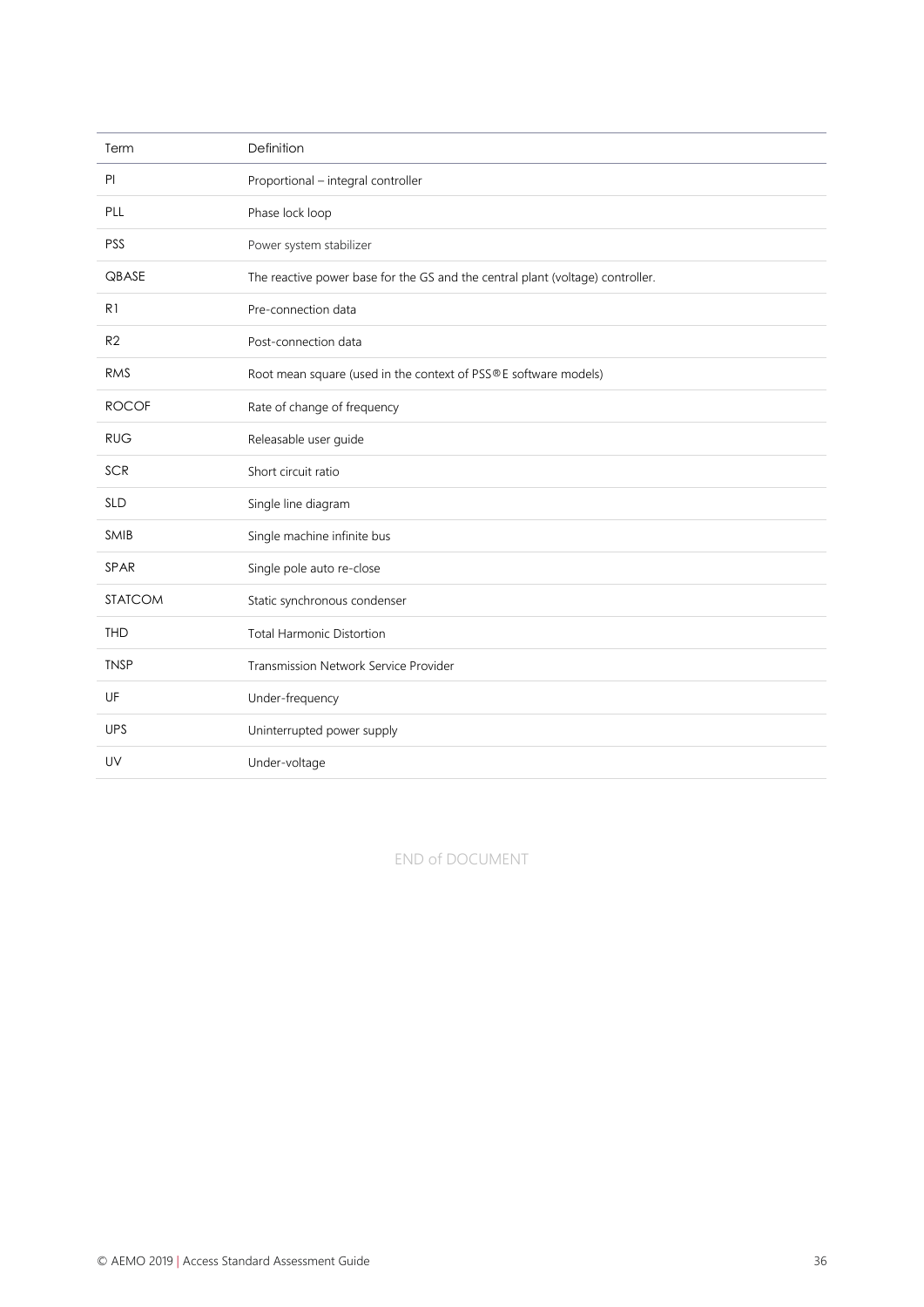| Term | Definition |
|---|---|
| PI | Proportional – integral controller |
| PLL | Phase lock loop |
| PSS | Power system stabilizer |
| QBASE | The reactive power base for the GS and the central plant (voltage) controller. |
| R1 | Pre-connection data |
| R2 | Post-connection data |
| RMS | Root mean square (used in the context of PSS®E software models) |
| ROCOF | Rate of change of frequency |
| RUG | Releasable user guide |
| SCR | Short circuit ratio |
| SLD | Single line diagram |
| SMIB | Single machine infinite bus |
| SPAR | Single pole auto re-close |
| STATCOM | Static synchronous condenser |
| THD | Total Harmonic Distortion |
| TNSP | Transmission Network Service Provider |
| UF | Under-frequency |
| UPS | Uninterrupted power supply |
| UV | Under-voltage |

END of DOCUMENT